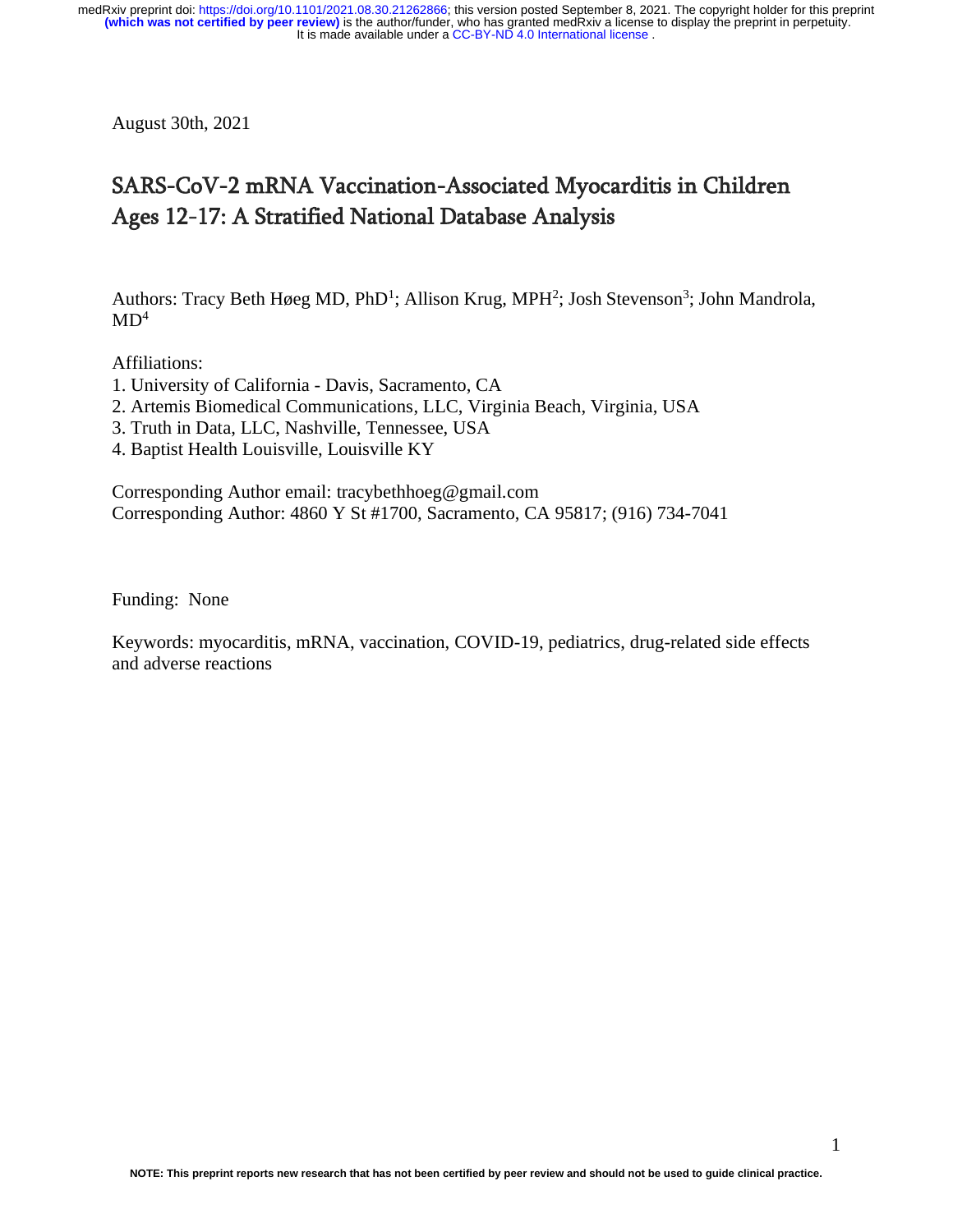August 30th, 2021

# SARS-CoV-2 mRNA Vaccination-Associated Myocarditis in Children Ages 12-17: A Stratified National Database Analysis

Authors: Tracy Beth Høeg MD, PhD[1]; Allison Krug, MPH[2]; Josh Stevenson[3]; John Mandrola, MD[4]

Affiliations:
1. University of California - Davis, Sacramento, CA
2. Artemis Biomedical Communications, LLC, Virginia Beach, Virginia, USA
3. Truth in Data, LLC, Nashville, Tennessee, USA
4. Baptist Health Louisville, Louisville KY

Corresponding Author email: tracybethhoeg@gmail.com
Corresponding Author: 4860 Y St #1700, Sacramento, CA 95817; (916) 734-7041

Funding: None

Keywords: myocarditis, mRNA, vaccination, COVID-19, pediatrics, drug-related side effects and adverse reactions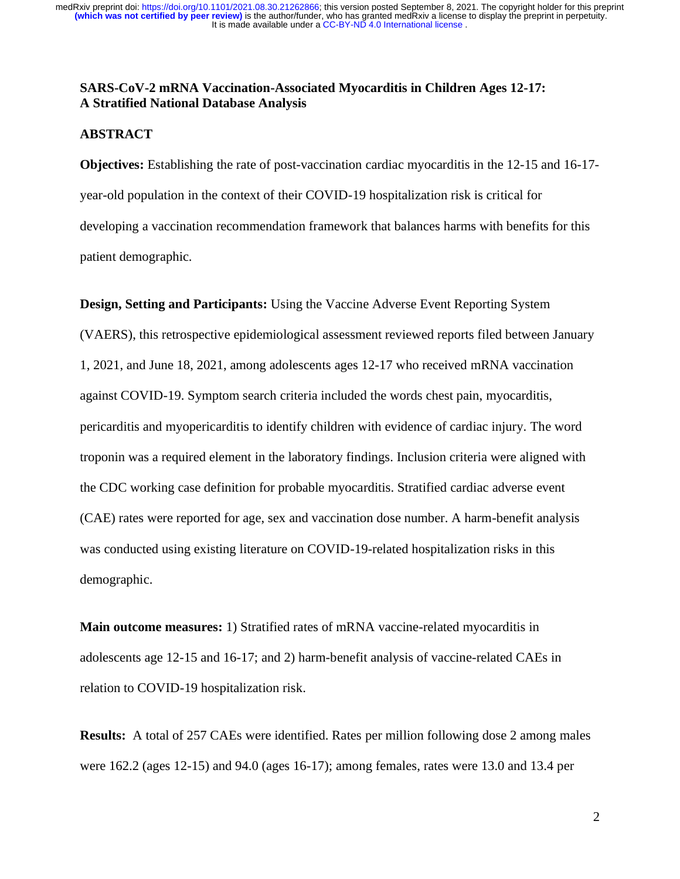**SARS-CoV-2 mRNA Vaccination-Associated Myocarditis in Children Ages 12-17: A Stratified National Database Analysis**

## ABSTRACT

**Objectives:** Establishing the rate of post-vaccination cardiac myocarditis in the 12-15 and 16-17-year-old population in the context of their COVID-19 hospitalization risk is critical for developing a vaccination recommendation framework that balances harms with benefits for this patient demographic.

**Design, Setting and Participants:** Using the Vaccine Adverse Event Reporting System (VAERS), this retrospective epidemiological assessment reviewed reports filed between January 1, 2021, and June 18, 2021, among adolescents ages 12-17 who received mRNA vaccination against COVID-19. Symptom search criteria included the words chest pain, myocarditis, pericarditis and myopericarditis to identify children with evidence of cardiac injury. The word troponin was a required element in the laboratory findings. Inclusion criteria were aligned with the CDC working case definition for probable myocarditis. Stratified cardiac adverse event (CAE) rates were reported for age, sex and vaccination dose number. A harm-benefit analysis was conducted using existing literature on COVID-19-related hospitalization risks in this demographic.

**Main outcome measures:** 1) Stratified rates of mRNA vaccine-related myocarditis in adolescents age 12-15 and 16-17; and 2) harm-benefit analysis of vaccine-related CAEs in relation to COVID-19 hospitalization risk.

**Results:** A total of 257 CAEs were identified. Rates per million following dose 2 among males were 162.2 (ages 12-15) and 94.0 (ages 16-17); among females, rates were 13.0 and 13.4 per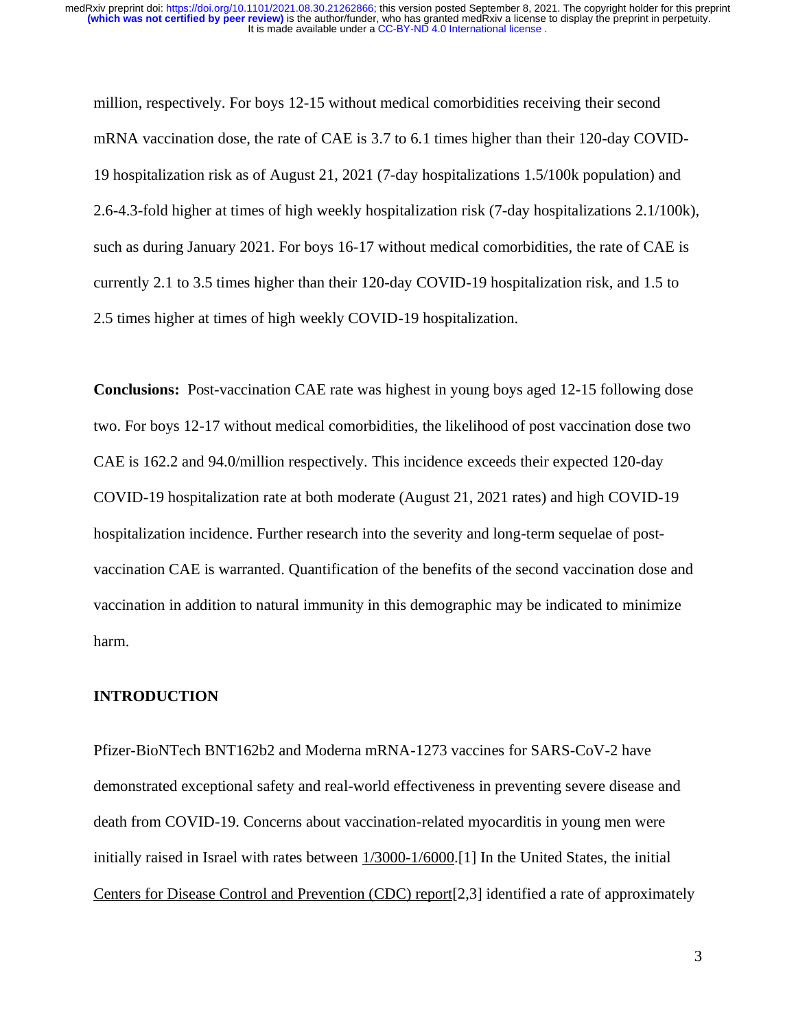million, respectively. For boys 12-15 without medical comorbidities receiving their second mRNA vaccination dose, the rate of CAE is 3.7 to 6.1 times higher than their 120-day COVID-19 hospitalization risk as of August 21, 2021 (7-day hospitalizations 1.5/100k population) and 2.6-4.3-fold higher at times of high weekly hospitalization risk (7-day hospitalizations 2.1/100k), such as during January 2021. For boys 16-17 without medical comorbidities, the rate of CAE is currently 2.1 to 3.5 times higher than their 120-day COVID-19 hospitalization risk, and 1.5 to 2.5 times higher at times of high weekly COVID-19 hospitalization.

**Conclusions:** Post-vaccination CAE rate was highest in young boys aged 12-15 following dose two. For boys 12-17 without medical comorbidities, the likelihood of post vaccination dose two CAE is 162.2 and 94.0/million respectively. This incidence exceeds their expected 120-day COVID-19 hospitalization rate at both moderate (August 21, 2021 rates) and high COVID-19 hospitalization incidence. Further research into the severity and long-term sequelae of post-vaccination CAE is warranted. Quantification of the benefits of the second vaccination dose and vaccination in addition to natural immunity in this demographic may be indicated to minimize harm.

## INTRODUCTION

Pfizer-BioNTech BNT162b2 and Moderna mRNA-1273 vaccines for SARS-CoV-2 have demonstrated exceptional safety and real-world effectiveness in preventing severe disease and death from COVID-19. Concerns about vaccination-related myocarditis in young men were initially raised in Israel with rates between 1/3000-1/6000.[1] In the United States, the initial Centers for Disease Control and Prevention (CDC) report[2,3] identified a rate of approximately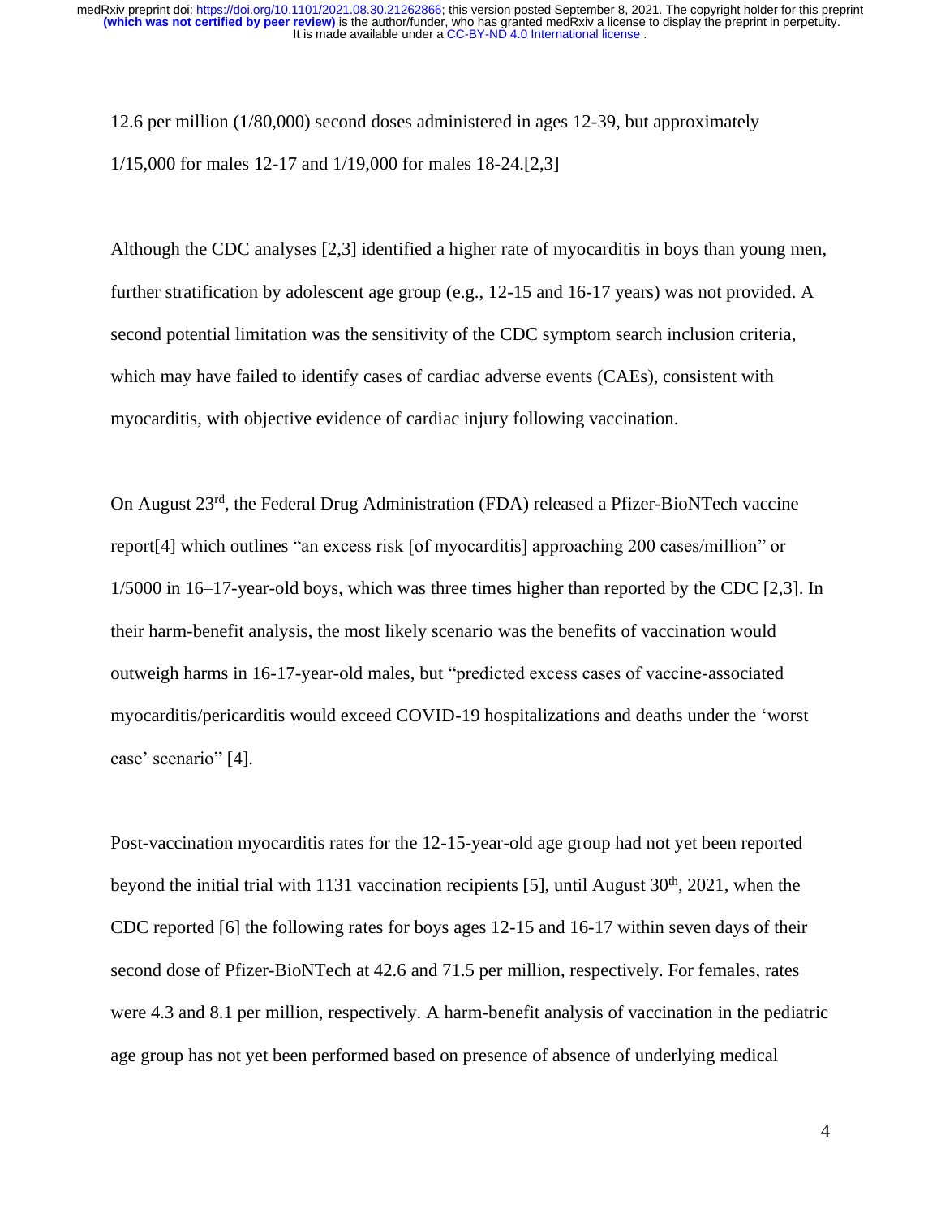12.6 per million (1/80,000) second doses administered in ages 12-39, but approximately 1/15,000 for males 12-17 and 1/19,000 for males 18-24.[2,3]

Although the CDC analyses [2,3] identified a higher rate of myocarditis in boys than young men, further stratification by adolescent age group (e.g., 12-15 and 16-17 years) was not provided. A second potential limitation was the sensitivity of the CDC symptom search inclusion criteria, which may have failed to identify cases of cardiac adverse events (CAEs), consistent with myocarditis, with objective evidence of cardiac injury following vaccination.

On August 23rd, the Federal Drug Administration (FDA) released a Pfizer-BioNTech vaccine report[4] which outlines "an excess risk [of myocarditis] approaching 200 cases/million" or 1/5000 in 16–17-year-old boys, which was three times higher than reported by the CDC [2,3]. In their harm-benefit analysis, the most likely scenario was the benefits of vaccination would outweigh harms in 16-17-year-old males, but "predicted excess cases of vaccine-associated myocarditis/pericarditis would exceed COVID-19 hospitalizations and deaths under the 'worst case' scenario" [4].

Post-vaccination myocarditis rates for the 12-15-year-old age group had not yet been reported beyond the initial trial with 1131 vaccination recipients [5], until August 30th, 2021, when the CDC reported [6] the following rates for boys ages 12-15 and 16-17 within seven days of their second dose of Pfizer-BioNTech at 42.6 and 71.5 per million, respectively. For females, rates were 4.3 and 8.1 per million, respectively. A harm-benefit analysis of vaccination in the pediatric age group has not yet been performed based on presence of absence of underlying medical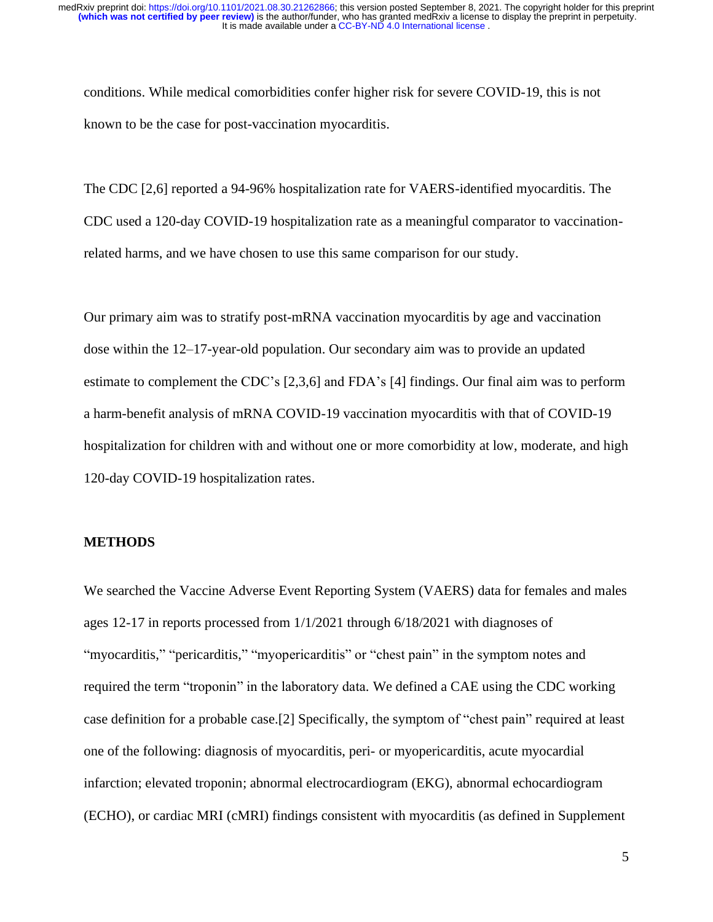conditions. While medical comorbidities confer higher risk for severe COVID-19, this is not known to be the case for post-vaccination myocarditis.

The CDC [2,6] reported a 94-96% hospitalization rate for VAERS-identified myocarditis. The CDC used a 120-day COVID-19 hospitalization rate as a meaningful comparator to vaccination-related harms, and we have chosen to use this same comparison for our study.

Our primary aim was to stratify post-mRNA vaccination myocarditis by age and vaccination dose within the 12–17-year-old population. Our secondary aim was to provide an updated estimate to complement the CDC's [2,3,6] and FDA's [4] findings. Our final aim was to perform a harm-benefit analysis of mRNA COVID-19 vaccination myocarditis with that of COVID-19 hospitalization for children with and without one or more comorbidity at low, moderate, and high 120-day COVID-19 hospitalization rates.

## METHODS

We searched the Vaccine Adverse Event Reporting System (VAERS) data for females and males ages 12-17 in reports processed from 1/1/2021 through 6/18/2021 with diagnoses of "myocarditis," "pericarditis," "myopericarditis" or "chest pain" in the symptom notes and required the term "troponin" in the laboratory data. We defined a CAE using the CDC working case definition for a probable case.[2] Specifically, the symptom of "chest pain" required at least one of the following: diagnosis of myocarditis, peri- or myopericarditis, acute myocardial infarction; elevated troponin; abnormal electrocardiogram (EKG), abnormal echocardiogram (ECHO), or cardiac MRI (cMRI) findings consistent with myocarditis (as defined in Supplement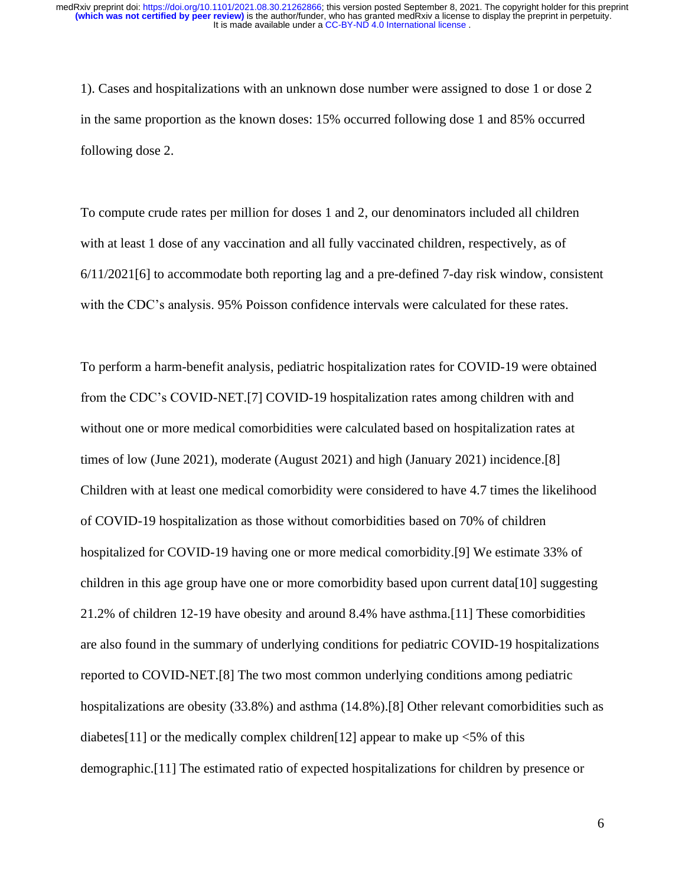1). Cases and hospitalizations with an unknown dose number were assigned to dose 1 or dose 2 in the same proportion as the known doses: 15% occurred following dose 1 and 85% occurred following dose 2.

To compute crude rates per million for doses 1 and 2, our denominators included all children with at least 1 dose of any vaccination and all fully vaccinated children, respectively, as of 6/11/2021[6] to accommodate both reporting lag and a pre-defined 7-day risk window, consistent with the CDC's analysis. 95% Poisson confidence intervals were calculated for these rates.

To perform a harm-benefit analysis, pediatric hospitalization rates for COVID-19 were obtained from the CDC's COVID-NET.[7] COVID-19 hospitalization rates among children with and without one or more medical comorbidities were calculated based on hospitalization rates at times of low (June 2021), moderate (August 2021) and high (January 2021) incidence.[8] Children with at least one medical comorbidity were considered to have 4.7 times the likelihood of COVID-19 hospitalization as those without comorbidities based on 70% of children hospitalized for COVID-19 having one or more medical comorbidity.[9] We estimate 33% of children in this age group have one or more comorbidity based upon current data[10] suggesting 21.2% of children 12-19 have obesity and around 8.4% have asthma.[11] These comorbidities are also found in the summary of underlying conditions for pediatric COVID-19 hospitalizations reported to COVID-NET.[8] The two most common underlying conditions among pediatric hospitalizations are obesity (33.8%) and asthma (14.8%).[8] Other relevant comorbidities such as diabetes[11] or the medically complex children[12] appear to make up <5% of this demographic.[11] The estimated ratio of expected hospitalizations for children by presence or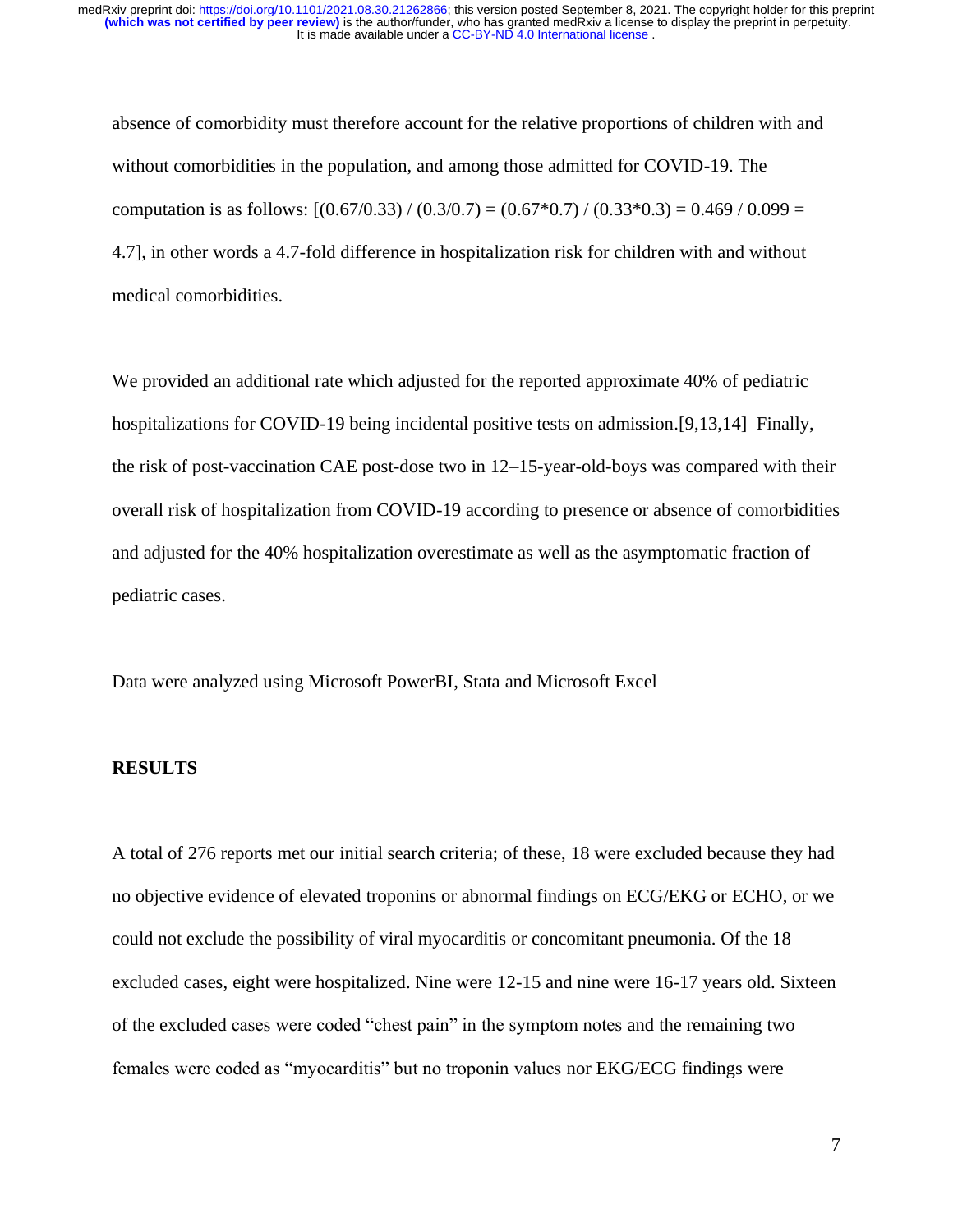absence of comorbidity must therefore account for the relative proportions of children with and without comorbidities in the population, and among those admitted for COVID-19. The computation is as follows: [$(0.67/0.33) / (0.3/0.7) = (0.67*0.7) / (0.33*0.3) = 0.469 / 0.099 = 4.7$], in other words a 4.7-fold difference in hospitalization risk for children with and without medical comorbidities.

We provided an additional rate which adjusted for the reported approximate 40% of pediatric hospitalizations for COVID-19 being incidental positive tests on admission.[9,13,14] Finally, the risk of post-vaccination CAE post-dose two in 12–15-year-old-boys was compared with their overall risk of hospitalization from COVID-19 according to presence or absence of comorbidities and adjusted for the 40% hospitalization overestimate as well as the asymptomatic fraction of pediatric cases.

Data were analyzed using Microsoft PowerBI, Stata and Microsoft Excel

## RESULTS

A total of 276 reports met our initial search criteria; of these, 18 were excluded because they had no objective evidence of elevated troponins or abnormal findings on ECG/EKG or ECHO, or we could not exclude the possibility of viral myocarditis or concomitant pneumonia. Of the 18 excluded cases, eight were hospitalized. Nine were 12-15 and nine were 16-17 years old. Sixteen of the excluded cases were coded "chest pain" in the symptom notes and the remaining two females were coded as "myocarditis" but no troponin values nor EKG/ECG findings were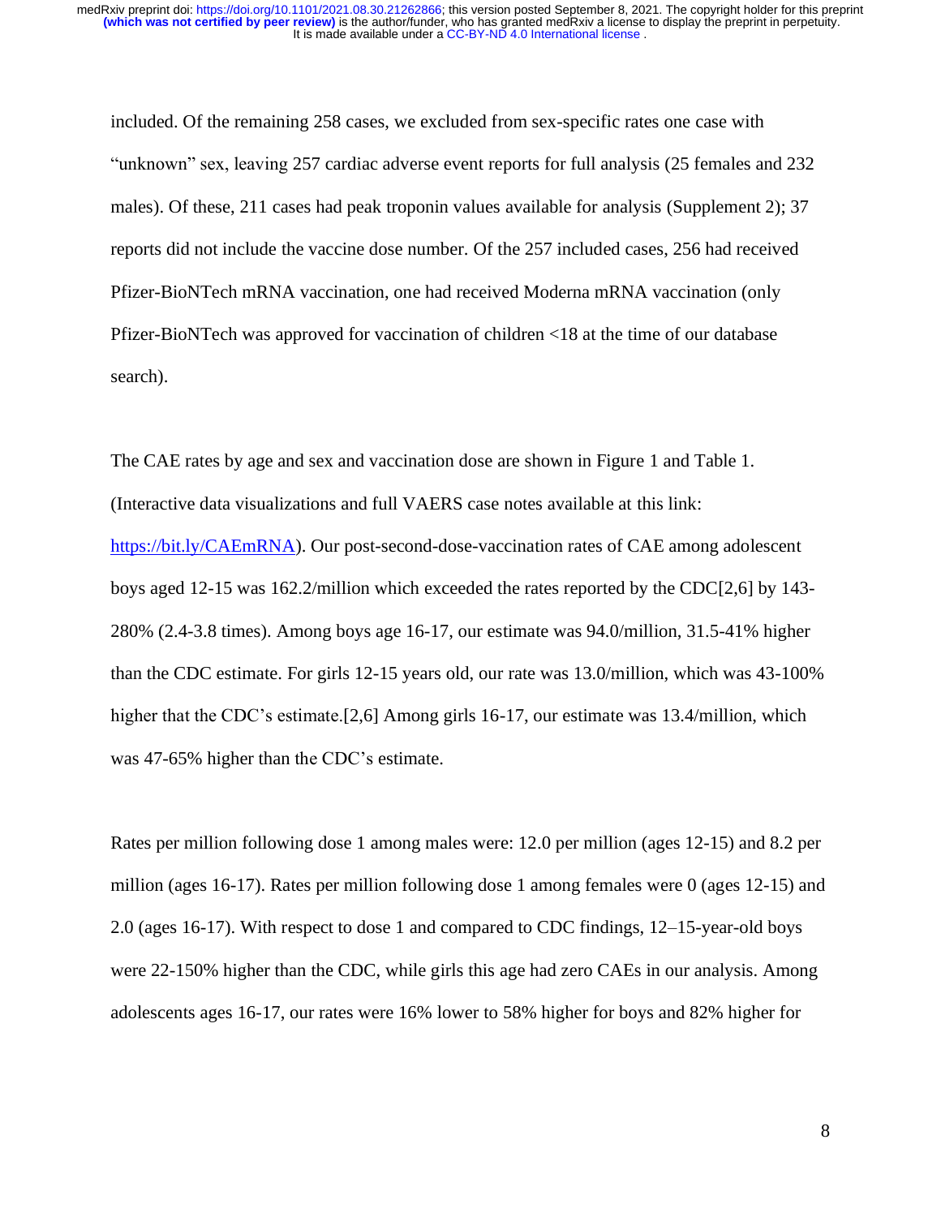included. Of the remaining 258 cases, we excluded from sex-specific rates one case with "unknown" sex, leaving 257 cardiac adverse event reports for full analysis (25 females and 232 males). Of these, 211 cases had peak troponin values available for analysis (Supplement 2); 37 reports did not include the vaccine dose number. Of the 257 included cases, 256 had received Pfizer-BioNTech mRNA vaccination, one had received Moderna mRNA vaccination (only Pfizer-BioNTech was approved for vaccination of children <18 at the time of our database search).

The CAE rates by age and sex and vaccination dose are shown in Figure 1 and Table 1. (Interactive data visualizations and full VAERS case notes available at this link: https://bit.ly/CAEmRNA). Our post-second-dose-vaccination rates of CAE among adolescent boys aged 12-15 was 162.2/million which exceeded the rates reported by the CDC[2,6] by 143-280% (2.4-3.8 times). Among boys age 16-17, our estimate was 94.0/million, 31.5-41% higher than the CDC estimate. For girls 12-15 years old, our rate was 13.0/million, which was 43-100% higher that the CDC's estimate.[2,6] Among girls 16-17, our estimate was 13.4/million, which was 47-65% higher than the CDC's estimate.

Rates per million following dose 1 among males were: 12.0 per million (ages 12-15) and 8.2 per million (ages 16-17). Rates per million following dose 1 among females were 0 (ages 12-15) and 2.0 (ages 16-17). With respect to dose 1 and compared to CDC findings, 12–15-year-old boys were 22-150% higher than the CDC, while girls this age had zero CAEs in our analysis. Among adolescents ages 16-17, our rates were 16% lower to 58% higher for boys and 82% higher for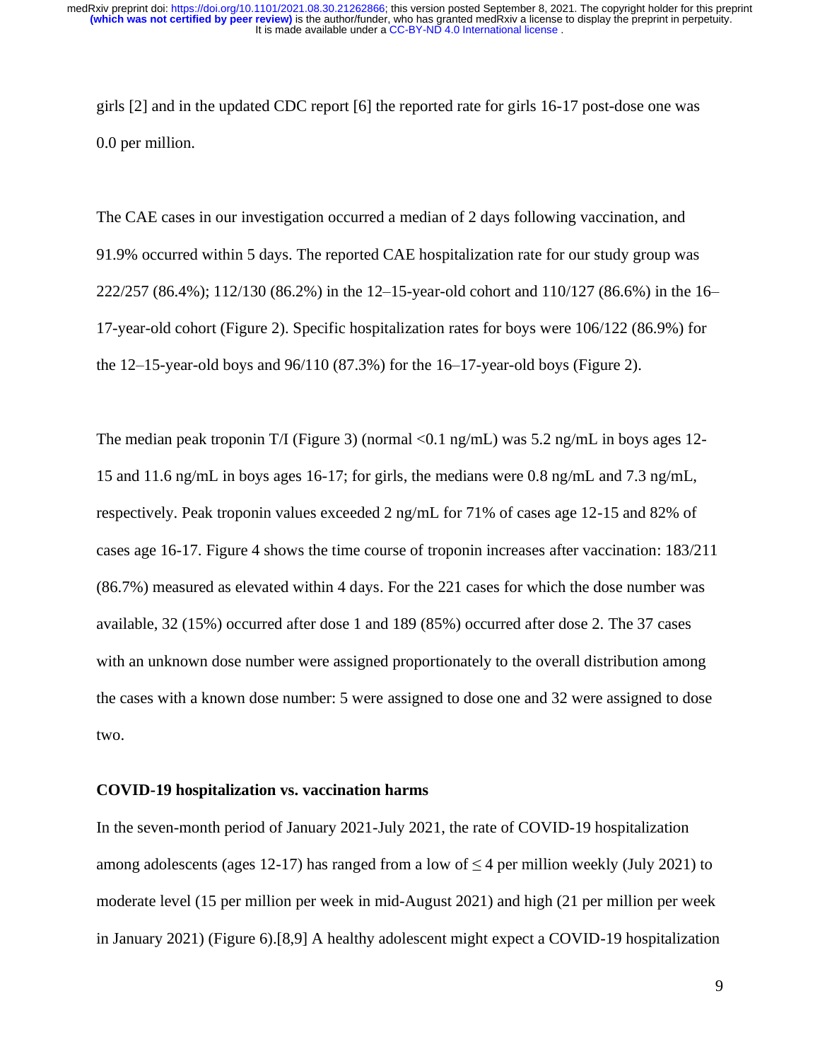girls [2] and in the updated CDC report [6] the reported rate for girls 16-17 post-dose one was 0.0 per million.

The CAE cases in our investigation occurred a median of 2 days following vaccination, and 91.9% occurred within 5 days. The reported CAE hospitalization rate for our study group was 222/257 (86.4%); 112/130 (86.2%) in the 12–15-year-old cohort and 110/127 (86.6%) in the 16–17-year-old cohort (Figure 2). Specific hospitalization rates for boys were 106/122 (86.9%) for the 12–15-year-old boys and 96/110 (87.3%) for the 16–17-year-old boys (Figure 2).

The median peak troponin T/I (Figure 3) (normal <0.1 ng/mL) was 5.2 ng/mL in boys ages 12-15 and 11.6 ng/mL in boys ages 16-17; for girls, the medians were 0.8 ng/mL and 7.3 ng/mL, respectively. Peak troponin values exceeded 2 ng/mL for 71% of cases age 12-15 and 82% of cases age 16-17. Figure 4 shows the time course of troponin increases after vaccination: 183/211 (86.7%) measured as elevated within 4 days. For the 221 cases for which the dose number was available, 32 (15%) occurred after dose 1 and 189 (85%) occurred after dose 2. The 37 cases with an unknown dose number were assigned proportionately to the overall distribution among the cases with a known dose number: 5 were assigned to dose one and 32 were assigned to dose two.

**COVID-19 hospitalization vs. vaccination harms**

In the seven-month period of January 2021-July 2021, the rate of COVID-19 hospitalization among adolescents (ages 12-17) has ranged from a low of ≤ 4 per million weekly (July 2021) to moderate level (15 per million per week in mid-August 2021) and high (21 per million per week in January 2021) (Figure 6).[8,9] A healthy adolescent might expect a COVID-19 hospitalization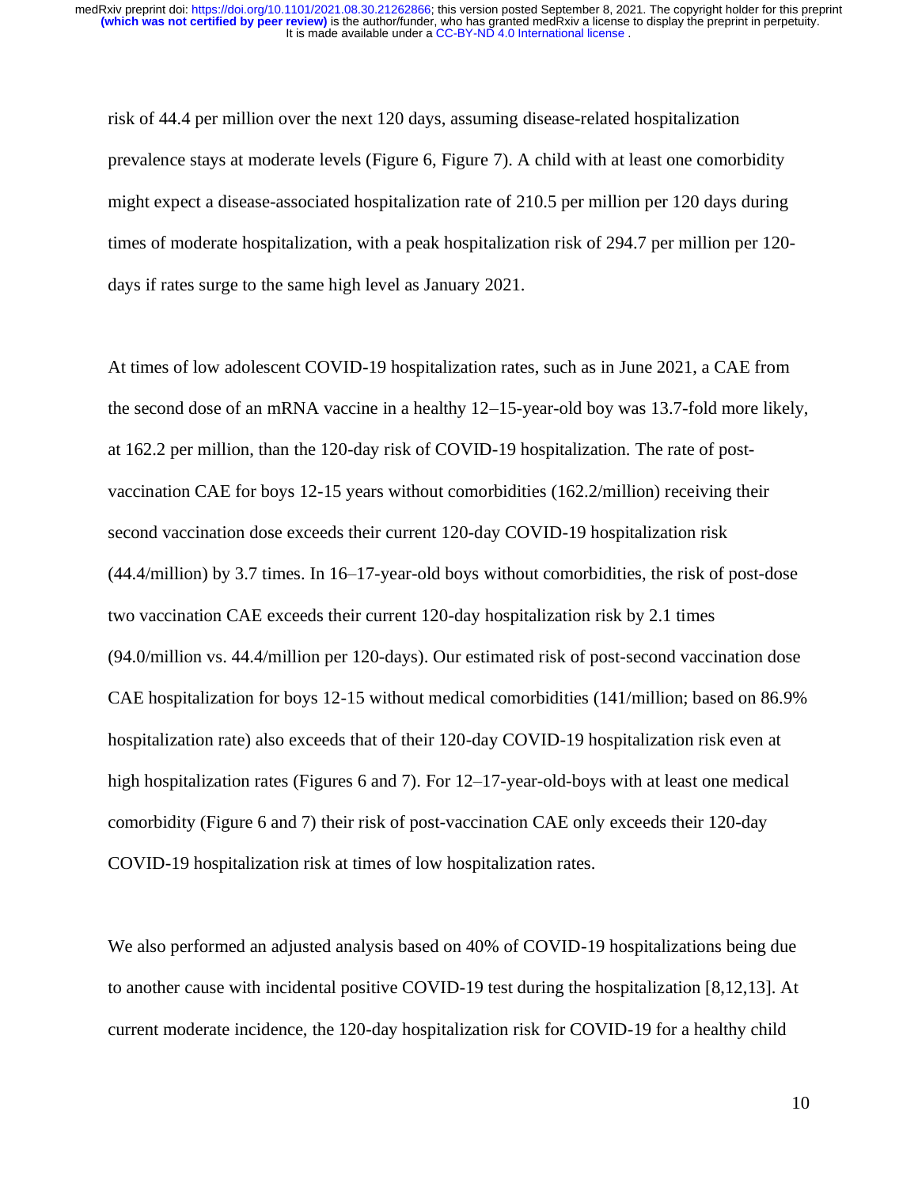risk of 44.4 per million over the next 120 days, assuming disease-related hospitalization prevalence stays at moderate levels (Figure 6, Figure 7). A child with at least one comorbidity might expect a disease-associated hospitalization rate of 210.5 per million per 120 days during times of moderate hospitalization, with a peak hospitalization risk of 294.7 per million per 120-days if rates surge to the same high level as January 2021.

At times of low adolescent COVID-19 hospitalization rates, such as in June 2021, a CAE from the second dose of an mRNA vaccine in a healthy 12–15-year-old boy was 13.7-fold more likely, at 162.2 per million, than the 120-day risk of COVID-19 hospitalization. The rate of post-vaccination CAE for boys 12-15 years without comorbidities (162.2/million) receiving their second vaccination dose exceeds their current 120-day COVID-19 hospitalization risk (44.4/million) by 3.7 times. In 16–17-year-old boys without comorbidities, the risk of post-dose two vaccination CAE exceeds their current 120-day hospitalization risk by 2.1 times (94.0/million vs. 44.4/million per 120-days). Our estimated risk of post-second vaccination dose CAE hospitalization for boys 12-15 without medical comorbidities (141/million; based on 86.9% hospitalization rate) also exceeds that of their 120-day COVID-19 hospitalization risk even at high hospitalization rates (Figures 6 and 7). For 12–17-year-old-boys with at least one medical comorbidity (Figure 6 and 7) their risk of post-vaccination CAE only exceeds their 120-day COVID-19 hospitalization risk at times of low hospitalization rates.

We also performed an adjusted analysis based on 40% of COVID-19 hospitalizations being due to another cause with incidental positive COVID-19 test during the hospitalization [8,12,13]. At current moderate incidence, the 120-day hospitalization risk for COVID-19 for a healthy child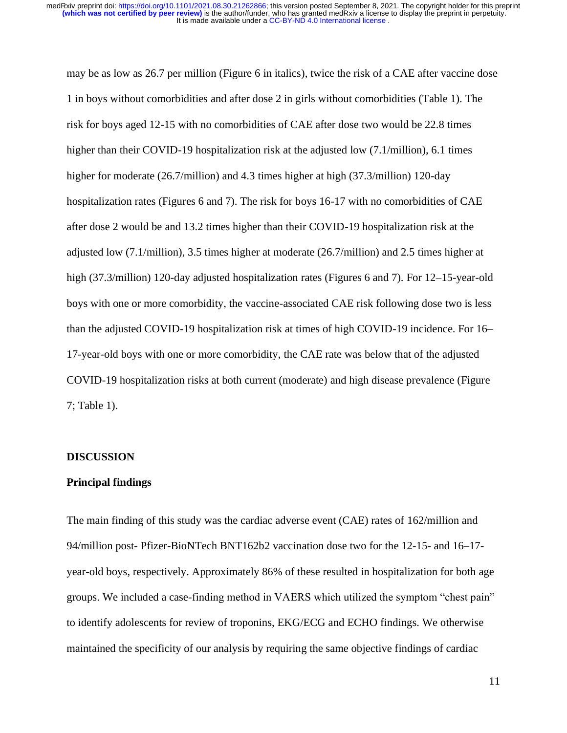may be as low as 26.7 per million (Figure 6 in italics), twice the risk of a CAE after vaccine dose 1 in boys without comorbidities and after dose 2 in girls without comorbidities (Table 1). The risk for boys aged 12-15 with no comorbidities of CAE after dose two would be 22.8 times higher than their COVID-19 hospitalization risk at the adjusted low (7.1/million), 6.1 times higher for moderate (26.7/million) and 4.3 times higher at high (37.3/million) 120-day hospitalization rates (Figures 6 and 7). The risk for boys 16-17 with no comorbidities of CAE after dose 2 would be and 13.2 times higher than their COVID-19 hospitalization risk at the adjusted low (7.1/million), 3.5 times higher at moderate (26.7/million) and 2.5 times higher at high (37.3/million) 120-day adjusted hospitalization rates (Figures 6 and 7). For 12–15-year-old boys with one or more comorbidity, the vaccine-associated CAE risk following dose two is less than the adjusted COVID-19 hospitalization risk at times of high COVID-19 incidence. For 16–17-year-old boys with one or more comorbidity, the CAE rate was below that of the adjusted COVID-19 hospitalization risks at both current (moderate) and high disease prevalence (Figure 7; Table 1).

## DISCUSSION

### Principal findings

The main finding of this study was the cardiac adverse event (CAE) rates of 162/million and 94/million post- Pfizer-BioNTech BNT162b2 vaccination dose two for the 12-15- and 16–17-year-old boys, respectively. Approximately 86% of these resulted in hospitalization for both age groups. We included a case-finding method in VAERS which utilized the symptom "chest pain" to identify adolescents for review of troponins, EKG/ECG and ECHO findings. We otherwise maintained the specificity of our analysis by requiring the same objective findings of cardiac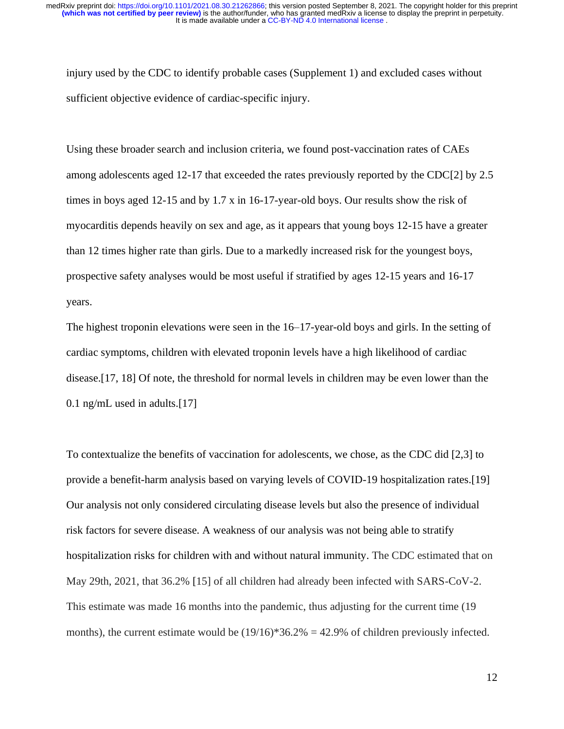injury used by the CDC to identify probable cases (Supplement 1) and excluded cases without sufficient objective evidence of cardiac-specific injury.

Using these broader search and inclusion criteria, we found post-vaccination rates of CAEs among adolescents aged 12-17 that exceeded the rates previously reported by the CDC[2] by 2.5 times in boys aged 12-15 and by 1.7 x in 16-17-year-old boys. Our results show the risk of myocarditis depends heavily on sex and age, as it appears that young boys 12-15 have a greater than 12 times higher rate than girls. Due to a markedly increased risk for the youngest boys, prospective safety analyses would be most useful if stratified by ages 12-15 years and 16-17 years.

The highest troponin elevations were seen in the 16–17-year-old boys and girls. In the setting of cardiac symptoms, children with elevated troponin levels have a high likelihood of cardiac disease.[17, 18] Of note, the threshold for normal levels in children may be even lower than the 0.1 ng/mL used in adults.[17]

To contextualize the benefits of vaccination for adolescents, we chose, as the CDC did [2,3] to provide a benefit-harm analysis based on varying levels of COVID-19 hospitalization rates.[19] Our analysis not only considered circulating disease levels but also the presence of individual risk factors for severe disease. A weakness of our analysis was not being able to stratify hospitalization risks for children with and without natural immunity. The CDC estimated that on May 29th, 2021, that 36.2% [15] of all children had already been infected with SARS-CoV-2. This estimate was made 16 months into the pandemic, thus adjusting for the current time (19 months), the current estimate would be $(19/16)*36.2\% = 42.9\%$ of children previously infected.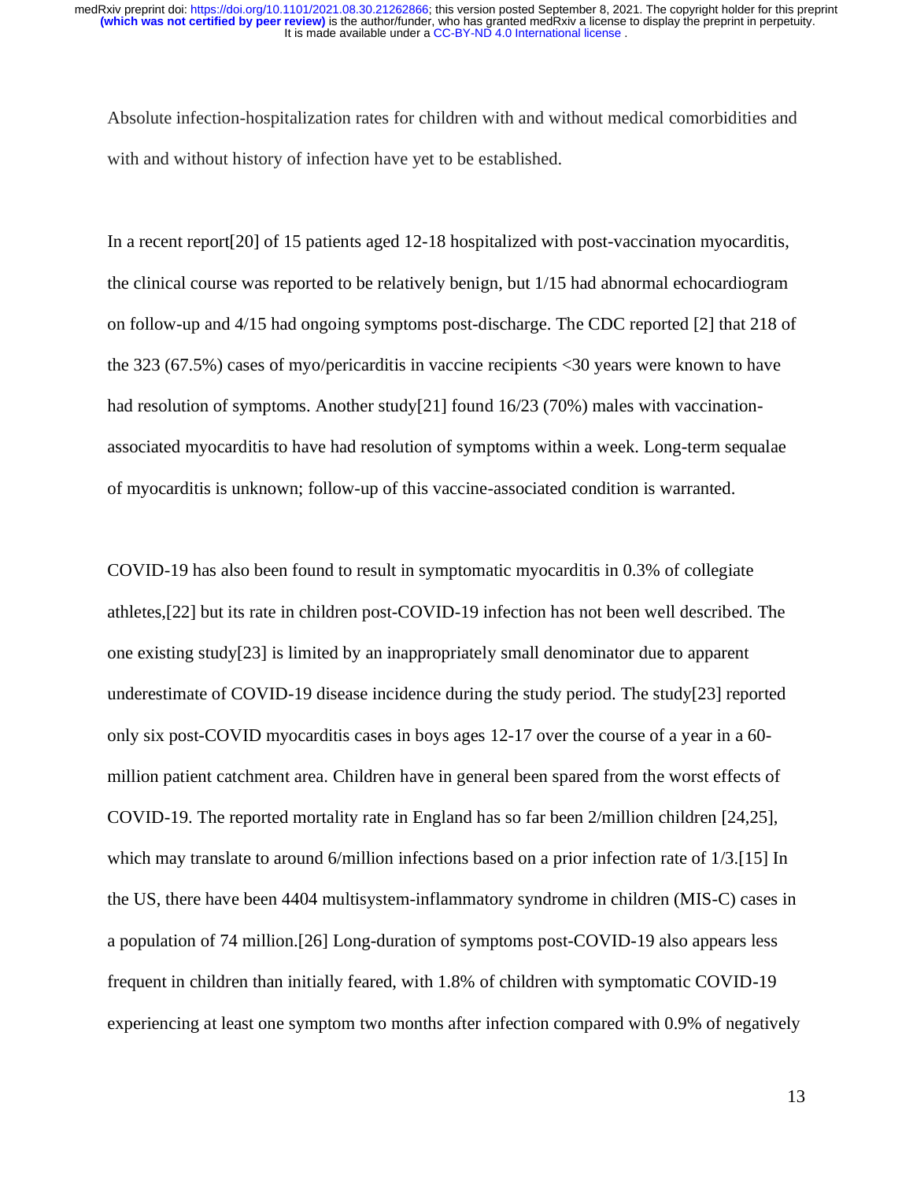Absolute infection-hospitalization rates for children with and without medical comorbidities and with and without history of infection have yet to be established.

In a recent report[20] of 15 patients aged 12-18 hospitalized with post-vaccination myocarditis, the clinical course was reported to be relatively benign, but 1/15 had abnormal echocardiogram on follow-up and 4/15 had ongoing symptoms post-discharge. The CDC reported [2] that 218 of the 323 (67.5%) cases of myo/pericarditis in vaccine recipients <30 years were known to have had resolution of symptoms. Another study[21] found 16/23 (70%) males with vaccination-associated myocarditis to have had resolution of symptoms within a week. Long-term sequalae of myocarditis is unknown; follow-up of this vaccine-associated condition is warranted.

COVID-19 has also been found to result in symptomatic myocarditis in 0.3% of collegiate athletes,[22] but its rate in children post-COVID-19 infection has not been well described. The one existing study[23] is limited by an inappropriately small denominator due to apparent underestimate of COVID-19 disease incidence during the study period. The study[23] reported only six post-COVID myocarditis cases in boys ages 12-17 over the course of a year in a 60-million patient catchment area. Children have in general been spared from the worst effects of COVID-19. The reported mortality rate in England has so far been 2/million children [24,25], which may translate to around 6/million infections based on a prior infection rate of 1/3.[15] In the US, there have been 4404 multisystem-inflammatory syndrome in children (MIS-C) cases in a population of 74 million.[26] Long-duration of symptoms post-COVID-19 also appears less frequent in children than initially feared, with 1.8% of children with symptomatic COVID-19 experiencing at least one symptom two months after infection compared with 0.9% of negatively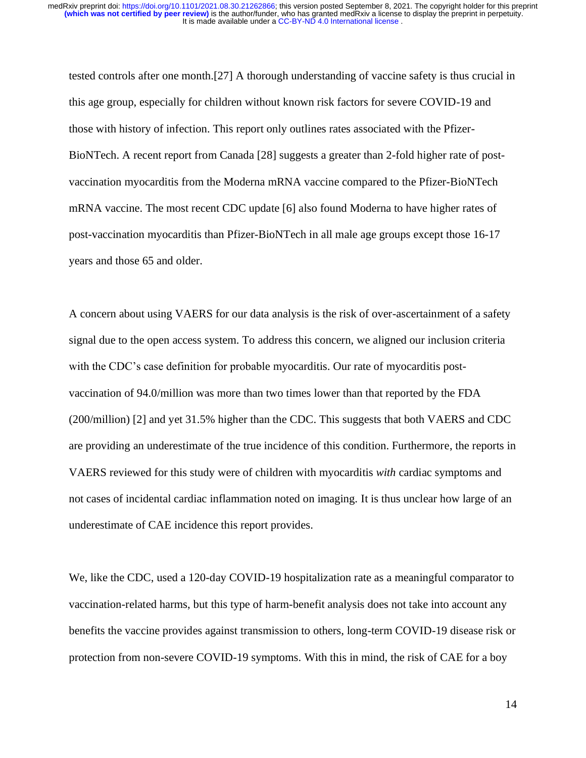tested controls after one month.[27] A thorough understanding of vaccine safety is thus crucial in this age group, especially for children without known risk factors for severe COVID-19 and those with history of infection. This report only outlines rates associated with the Pfizer-BioNTech. A recent report from Canada [28] suggests a greater than 2-fold higher rate of post-vaccination myocarditis from the Moderna mRNA vaccine compared to the Pfizer-BioNTech mRNA vaccine. The most recent CDC update [6] also found Moderna to have higher rates of post-vaccination myocarditis than Pfizer-BioNTech in all male age groups except those 16-17 years and those 65 and older.

A concern about using VAERS for our data analysis is the risk of over-ascertainment of a safety signal due to the open access system. To address this concern, we aligned our inclusion criteria with the CDC's case definition for probable myocarditis. Our rate of myocarditis post-vaccination of 94.0/million was more than two times lower than that reported by the FDA (200/million) [2] and yet 31.5% higher than the CDC. This suggests that both VAERS and CDC are providing an underestimate of the true incidence of this condition. Furthermore, the reports in VAERS reviewed for this study were of children with myocarditis *with* cardiac symptoms and not cases of incidental cardiac inflammation noted on imaging. It is thus unclear how large of an underestimate of CAE incidence this report provides.

We, like the CDC, used a 120-day COVID-19 hospitalization rate as a meaningful comparator to vaccination-related harms, but this type of harm-benefit analysis does not take into account any benefits the vaccine provides against transmission to others, long-term COVID-19 disease risk or protection from non-severe COVID-19 symptoms. With this in mind, the risk of CAE for a boy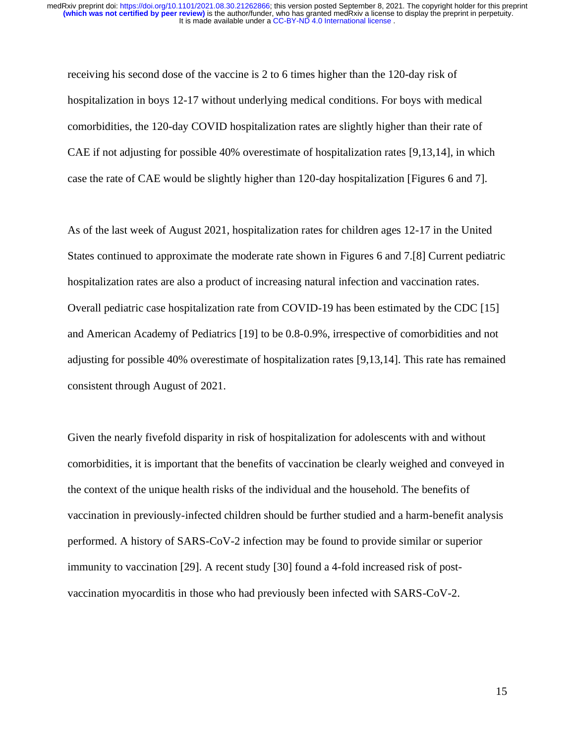receiving his second dose of the vaccine is 2 to 6 times higher than the 120-day risk of hospitalization in boys 12-17 without underlying medical conditions. For boys with medical comorbidities, the 120-day COVID hospitalization rates are slightly higher than their rate of CAE if not adjusting for possible 40% overestimate of hospitalization rates [9,13,14], in which case the rate of CAE would be slightly higher than 120-day hospitalization [Figures 6 and 7].

As of the last week of August 2021, hospitalization rates for children ages 12-17 in the United States continued to approximate the moderate rate shown in Figures 6 and 7.[8] Current pediatric hospitalization rates are also a product of increasing natural infection and vaccination rates. Overall pediatric case hospitalization rate from COVID-19 has been estimated by the CDC [15] and American Academy of Pediatrics [19] to be 0.8-0.9%, irrespective of comorbidities and not adjusting for possible 40% overestimate of hospitalization rates [9,13,14]. This rate has remained consistent through August of 2021.

Given the nearly fivefold disparity in risk of hospitalization for adolescents with and without comorbidities, it is important that the benefits of vaccination be clearly weighed and conveyed in the context of the unique health risks of the individual and the household. The benefits of vaccination in previously-infected children should be further studied and a harm-benefit analysis performed. A history of SARS-CoV-2 infection may be found to provide similar or superior immunity to vaccination [29]. A recent study [30] found a 4-fold increased risk of post-vaccination myocarditis in those who had previously been infected with SARS-CoV-2.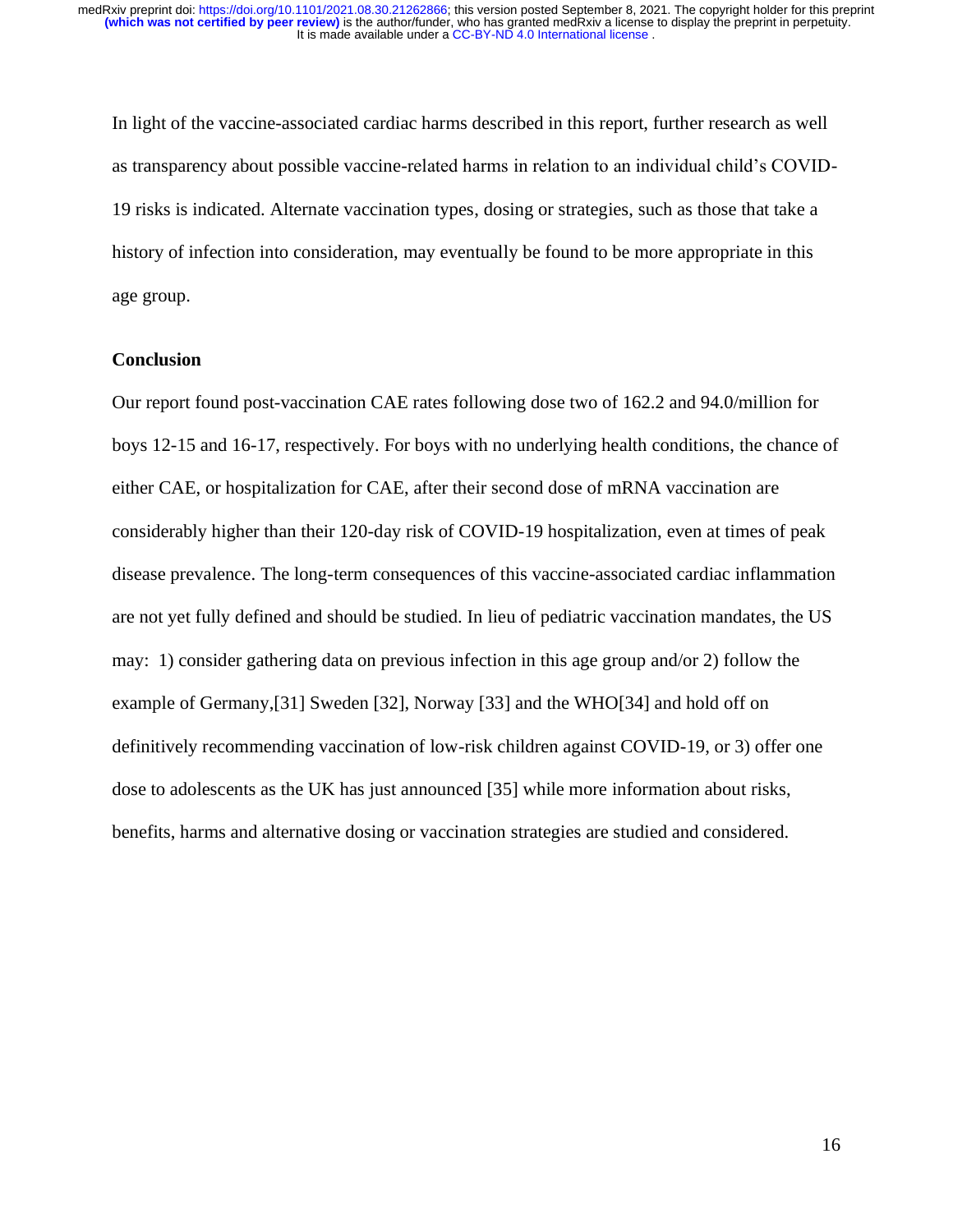In light of the vaccine-associated cardiac harms described in this report, further research as well as transparency about possible vaccine-related harms in relation to an individual child's COVID-19 risks is indicated. Alternate vaccination types, dosing or strategies, such as those that take a history of infection into consideration, may eventually be found to be more appropriate in this age group.

## Conclusion

Our report found post-vaccination CAE rates following dose two of 162.2 and 94.0/million for boys 12-15 and 16-17, respectively. For boys with no underlying health conditions, the chance of either CAE, or hospitalization for CAE, after their second dose of mRNA vaccination are considerably higher than their 120-day risk of COVID-19 hospitalization, even at times of peak disease prevalence. The long-term consequences of this vaccine-associated cardiac inflammation are not yet fully defined and should be studied. In lieu of pediatric vaccination mandates, the US may: 1) consider gathering data on previous infection in this age group and/or 2) follow the example of Germany,[31] Sweden [32], Norway [33] and the WHO[34] and hold off on definitively recommending vaccination of low-risk children against COVID-19, or 3) offer one dose to adolescents as the UK has just announced [35] while more information about risks, benefits, harms and alternative dosing or vaccination strategies are studied and considered.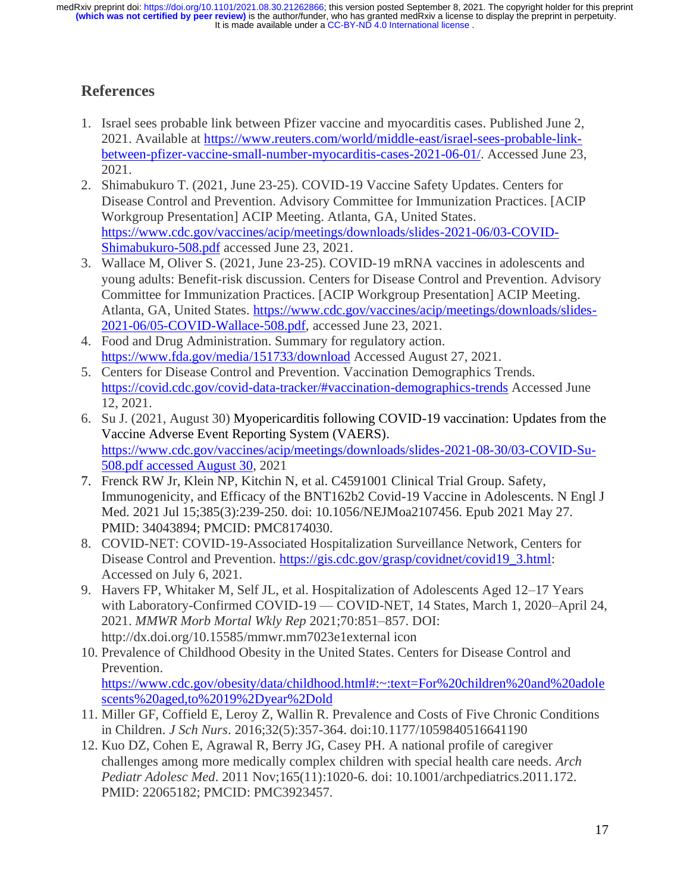## References

1. Israel sees probable link between Pfizer vaccine and myocarditis cases. Published June 2, 2021. Available at https://www.reuters.com/world/middle-east/israel-sees-probable-link-between-pfizer-vaccine-small-number-myocarditis-cases-2021-06-01/. Accessed June 23, 2021.
2. Shimabukuro T. (2021, June 23-25). COVID-19 Vaccine Safety Updates. Centers for Disease Control and Prevention. Advisory Committee for Immunization Practices. [ACIP Workgroup Presentation] ACIP Meeting. Atlanta, GA, United States. https://www.cdc.gov/vaccines/acip/meetings/downloads/slides-2021-06/03-COVID-Shimabukuro-508.pdf accessed June 23, 2021.
3. Wallace M, Oliver S. (2021, June 23-25). COVID-19 mRNA vaccines in adolescents and young adults: Benefit-risk discussion. Centers for Disease Control and Prevention. Advisory Committee for Immunization Practices. [ACIP Workgroup Presentation] ACIP Meeting. Atlanta, GA, United States. https://www.cdc.gov/vaccines/acip/meetings/downloads/slides-2021-06/05-COVID-Wallace-508.pdf, accessed June 23, 2021.
4. Food and Drug Administration. Summary for regulatory action. https://www.fda.gov/media/151733/download Accessed August 27, 2021.
5. Centers for Disease Control and Prevention. Vaccination Demographics Trends. https://covid.cdc.gov/covid-data-tracker/#vaccination-demographics-trends Accessed June 12, 2021.
6. Su J. (2021, August 30) Myopericarditis following COVID-19 vaccination: Updates from the Vaccine Adverse Event Reporting System (VAERS). https://www.cdc.gov/vaccines/acip/meetings/downloads/slides-2021-08-30/03-COVID-Su-508.pdf accessed August 30, 2021
7. Frenck RW Jr, Klein NP, Kitchin N, et al. C4591001 Clinical Trial Group. Safety, Immunogenicity, and Efficacy of the BNT162b2 Covid-19 Vaccine in Adolescents. N Engl J Med. 2021 Jul 15;385(3):239-250. doi: 10.1056/NEJMoa2107456. Epub 2021 May 27. PMID: 34043894; PMCID: PMC8174030.
8. COVID-NET: COVID-19-Associated Hospitalization Surveillance Network, Centers for Disease Control and Prevention. https://gis.cdc.gov/grasp/covidnet/covid19_3.html: Accessed on July 6, 2021.
9. Havers FP, Whitaker M, Self JL, et al. Hospitalization of Adolescents Aged 12–17 Years with Laboratory-Confirmed COVID-19 — COVID-NET, 14 States, March 1, 2020–April 24, 2021. *MMWR Morb Mortal Wkly Rep* 2021;70:851–857. DOI: http://dx.doi.org/10.15585/mmwr.mm7023e1external icon
10. Prevalence of Childhood Obesity in the United States. Centers for Disease Control and Prevention. https://www.cdc.gov/obesity/data/childhood.html#:~:text=For%20children%20and%20adolescents%20aged,to%2019%2Dyear%2Dold
11. Miller GF, Coffield E, Leroy Z, Wallin R. Prevalence and Costs of Five Chronic Conditions in Children. *J Sch Nurs*. 2016;32(5):357-364. doi:10.1177/1059840516641190
12. Kuo DZ, Cohen E, Agrawal R, Berry JG, Casey PH. A national profile of caregiver challenges among more medically complex children with special health care needs. *Arch Pediatr Adolesc Med*. 2011 Nov;165(11):1020-6. doi: 10.1001/archpediatrics.2011.172. PMID: 22065182; PMCID: PMC3923457.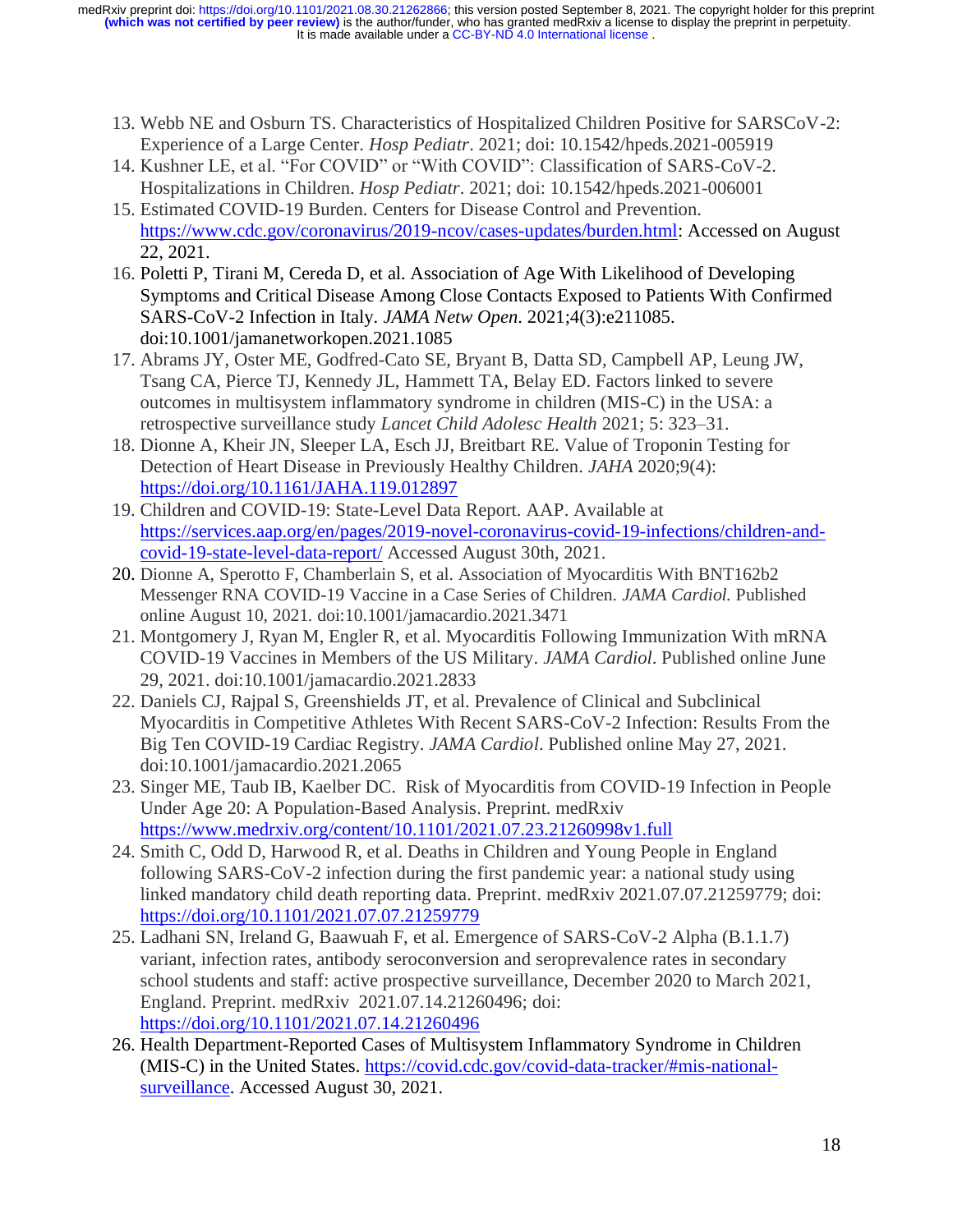13. Webb NE and Osburn TS. Characteristics of Hospitalized Children Positive for SARSCoV-2: Experience of a Large Center. *Hosp Pediatr*. 2021; doi: 10.1542/hpeds.2021-005919
14. Kushner LE, et al. "For COVID" or "With COVID": Classification of SARS-CoV-2. Hospitalizations in Children. *Hosp Pediatr*. 2021; doi: 10.1542/hpeds.2021-006001
15. Estimated COVID-19 Burden. Centers for Disease Control and Prevention. https://www.cdc.gov/coronavirus/2019-ncov/cases-updates/burden.html: Accessed on August 22, 2021.
16. Poletti P, Tirani M, Cereda D, et al. Association of Age With Likelihood of Developing Symptoms and Critical Disease Among Close Contacts Exposed to Patients With Confirmed SARS-CoV-2 Infection in Italy. *JAMA Netw Open*. 2021;4(3):e211085. doi:10.1001/jamanetworkopen.2021.1085
17. Abrams JY, Oster ME, Godfred-Cato SE, Bryant B, Datta SD, Campbell AP, Leung JW, Tsang CA, Pierce TJ, Kennedy JL, Hammett TA, Belay ED. Factors linked to severe outcomes in multisystem inflammatory syndrome in children (MIS-C) in the USA: a retrospective surveillance study *Lancet Child Adolesc Health* 2021; 5: 323–31.
18. Dionne A, Kheir JN, Sleeper LA, Esch JJ, Breitbart RE. Value of Troponin Testing for Detection of Heart Disease in Previously Healthy Children. *JAHA* 2020;9(4): https://doi.org/10.1161/JAHA.119.012897
19. Children and COVID-19: State-Level Data Report. AAP. Available at https://services.aap.org/en/pages/2019-novel-coronavirus-covid-19-infections/children-and-covid-19-state-level-data-report/ Accessed August 30th, 2021.
20. Dionne A, Sperotto F, Chamberlain S, et al. Association of Myocarditis With BNT162b2 Messenger RNA COVID-19 Vaccine in a Case Series of Children. *JAMA Cardiol.* Published online August 10, 2021. doi:10.1001/jamacardio.2021.3471
21. Montgomery J, Ryan M, Engler R, et al. Myocarditis Following Immunization With mRNA COVID-19 Vaccines in Members of the US Military. *JAMA Cardiol*. Published online June 29, 2021. doi:10.1001/jamacardio.2021.2833
22. Daniels CJ, Rajpal S, Greenshields JT, et al. Prevalence of Clinical and Subclinical Myocarditis in Competitive Athletes With Recent SARS-CoV-2 Infection: Results From the Big Ten COVID-19 Cardiac Registry. *JAMA Cardiol*. Published online May 27, 2021. doi:10.1001/jamacardio.2021.2065
23. Singer ME, Taub IB, Kaelber DC. Risk of Myocarditis from COVID-19 Infection in People Under Age 20: A Population-Based Analysis. Preprint. medRxiv https://www.medrxiv.org/content/10.1101/2021.07.23.21260998v1.full
24. Smith C, Odd D, Harwood R, et al. Deaths in Children and Young People in England following SARS-CoV-2 infection during the first pandemic year: a national study using linked mandatory child death reporting data. Preprint. medRxiv 2021.07.07.21259779; doi: https://doi.org/10.1101/2021.07.07.21259779
25. Ladhani SN, Ireland G, Baawuah F, et al. Emergence of SARS-CoV-2 Alpha (B.1.1.7) variant, infection rates, antibody seroconversion and seroprevalence rates in secondary school students and staff: active prospective surveillance, December 2020 to March 2021, England. Preprint. medRxiv 2021.07.14.21260496; doi: https://doi.org/10.1101/2021.07.14.21260496
26. Health Department-Reported Cases of Multisystem Inflammatory Syndrome in Children (MIS-C) in the United States. https://covid.cdc.gov/covid-data-tracker/#mis-national-surveillance. Accessed August 30, 2021.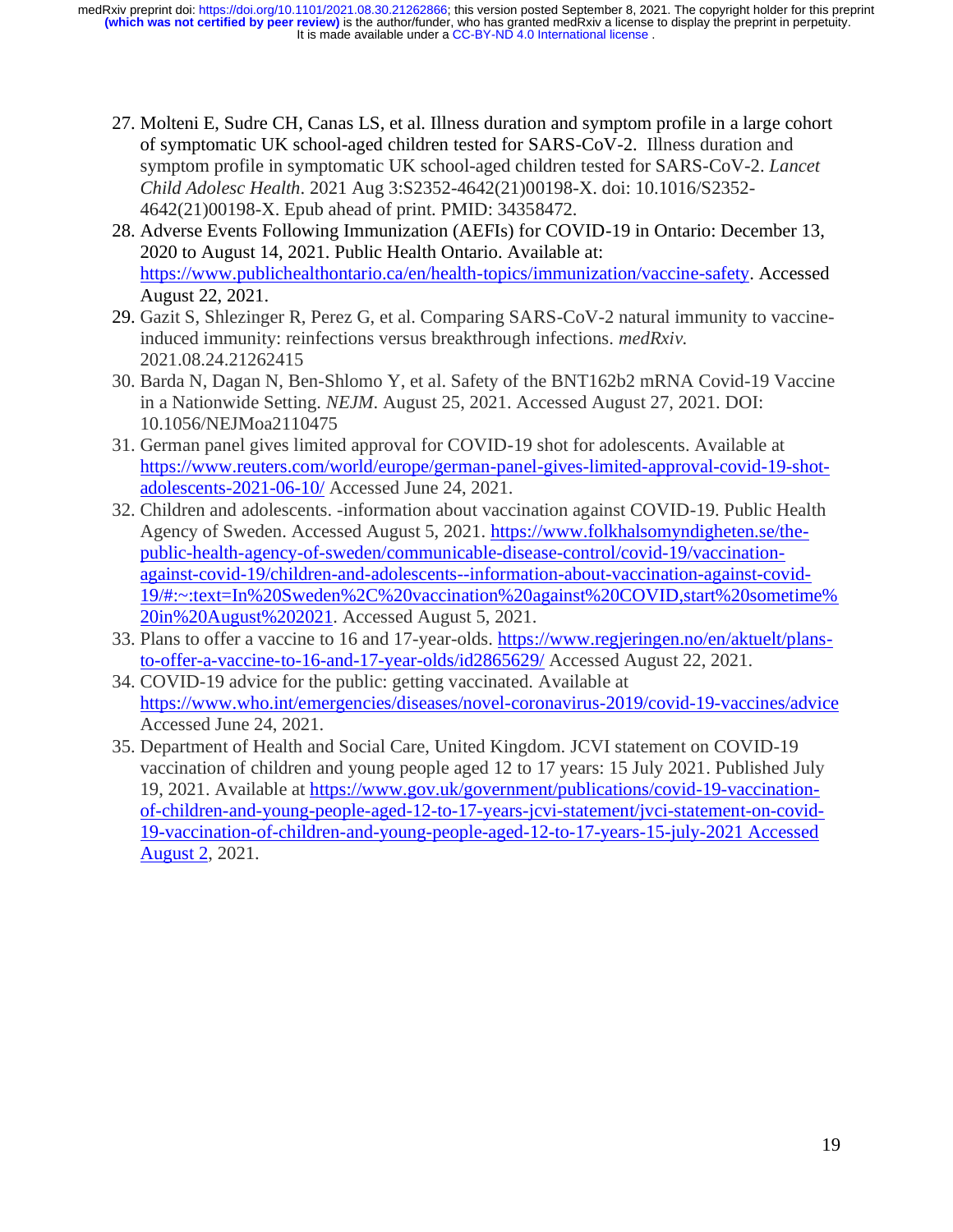27. Molteni E, Sudre CH, Canas LS, et al. Illness duration and symptom profile in a large cohort of symptomatic UK school-aged children tested for SARS-CoV-2. Illness duration and symptom profile in symptomatic UK school-aged children tested for SARS-CoV-2. *Lancet Child Adolesc Health*. 2021 Aug 3:S2352-4642(21)00198-X. doi: 10.1016/S2352-4642(21)00198-X. Epub ahead of print. PMID: 34358472.
28. Adverse Events Following Immunization (AEFIs) for COVID-19 in Ontario: December 13, 2020 to August 14, 2021. Public Health Ontario. Available at: https://www.publichealthontario.ca/en/health-topics/immunization/vaccine-safety. Accessed August 22, 2021.
29. Gazit S, Shlezinger R, Perez G, et al. Comparing SARS-CoV-2 natural immunity to vaccine-induced immunity: reinfections versus breakthrough infections. *medRxiv.* 2021.08.24.21262415
30. Barda N, Dagan N, Ben-Shlomo Y, et al. Safety of the BNT162b2 mRNA Covid-19 Vaccine in a Nationwide Setting. *NEJM*. August 25, 2021. Accessed August 27, 2021. DOI: 10.1056/NEJMoa2110475
31. German panel gives limited approval for COVID-19 shot for adolescents. Available at https://www.reuters.com/world/europe/german-panel-gives-limited-approval-covid-19-shot-adolescents-2021-06-10/ Accessed June 24, 2021.
32. Children and adolescents. -information about vaccination against COVID-19. Public Health Agency of Sweden. Accessed August 5, 2021. https://www.folkhalsomyndigheten.se/the-public-health-agency-of-sweden/communicable-disease-control/covid-19/vaccination-against-covid-19/children-and-adolescents--information-about-vaccination-against-covid-19/#:~:text=In%20Sweden%2C%20vaccination%20against%20COVID,start%20sometime%20in%20August%202021. Accessed August 5, 2021.
33. Plans to offer a vaccine to 16 and 17-year-olds. https://www.regjeringen.no/en/aktuelt/plans-to-offer-a-vaccine-to-16-and-17-year-olds/id2865629/ Accessed August 22, 2021.
34. COVID-19 advice for the public: getting vaccinated. Available at https://www.who.int/emergencies/diseases/novel-coronavirus-2019/covid-19-vaccines/advice Accessed June 24, 2021.
35. Department of Health and Social Care, United Kingdom. JCVI statement on COVID-19 vaccination of children and young people aged 12 to 17 years: 15 July 2021. Published July 19, 2021. Available at https://www.gov.uk/government/publications/covid-19-vaccination-of-children-and-young-people-aged-12-to-17-years-jcvi-statement/jcvi-statement-on-covid-19-vaccination-of-children-and-young-people-aged-12-to-17-years-15-july-2021 Accessed August 2, 2021.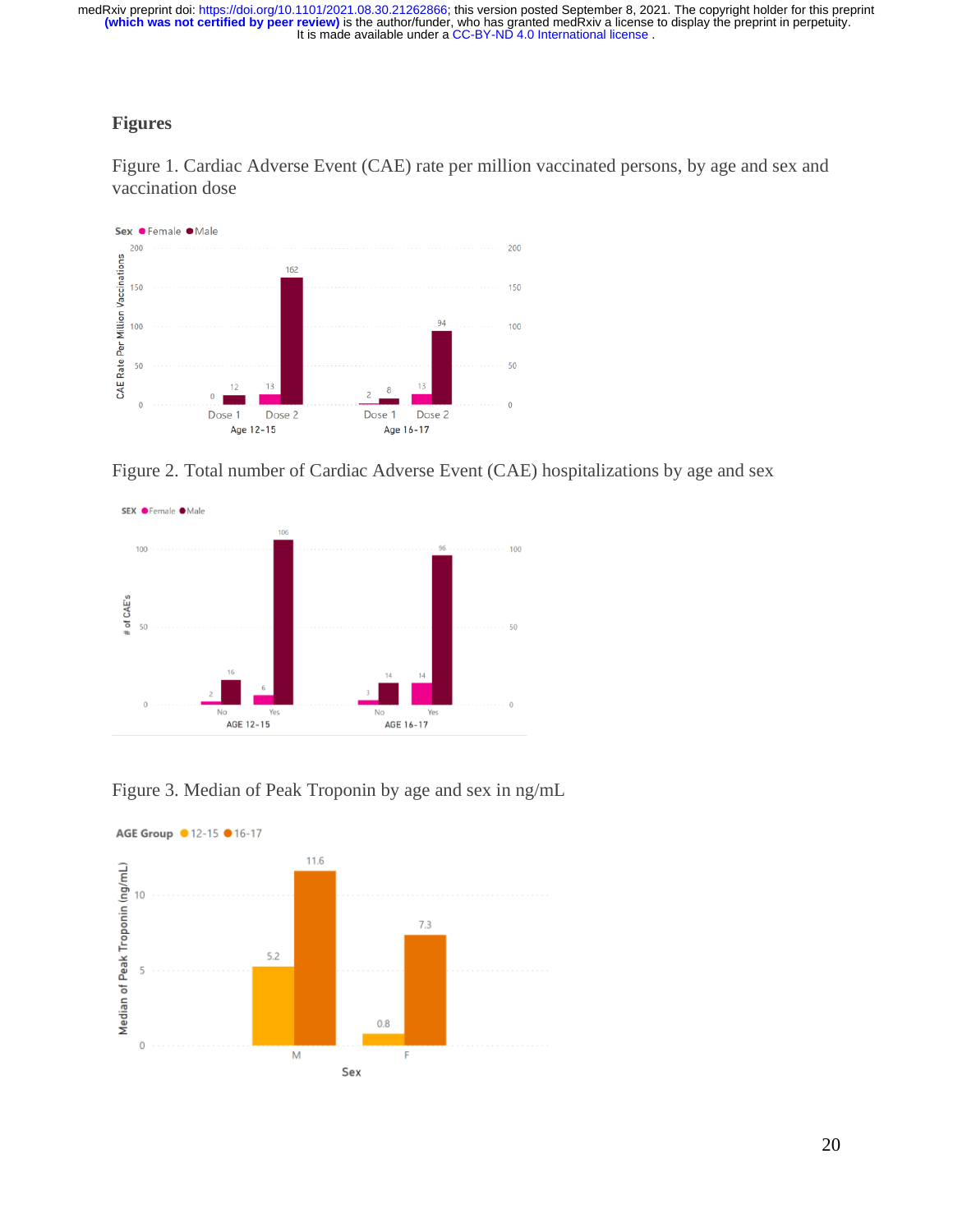## Figures

Figure 1. Cardiac Adverse Event (CAE) rate per million vaccinated persons, by age and sex and vaccination dose

Figure 2. Total number of Cardiac Adverse Event (CAE) hospitalizations by age and sex

Figure 3. Median of Peak Troponin by age and sex in ng/mL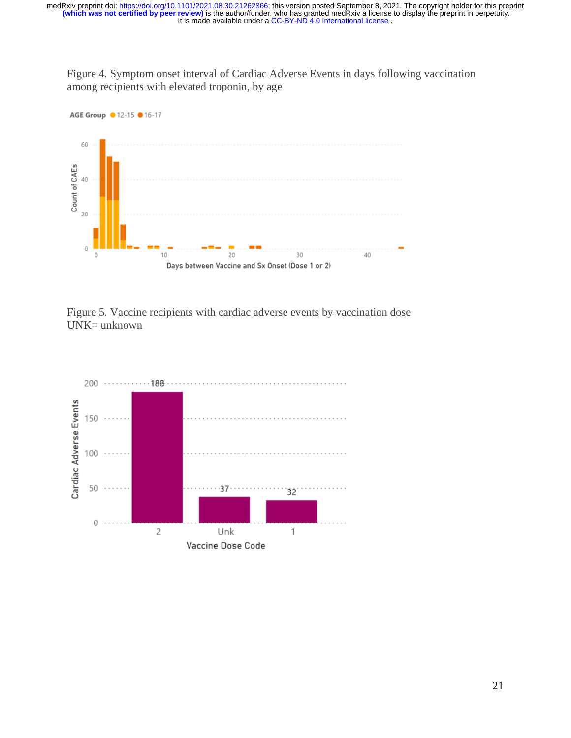Figure 4. Symptom onset interval of Cardiac Adverse Events in days following vaccination among recipients with elevated troponin, by age

Figure 5. Vaccine recipients with cardiac adverse events by vaccination dose
UNK= unknown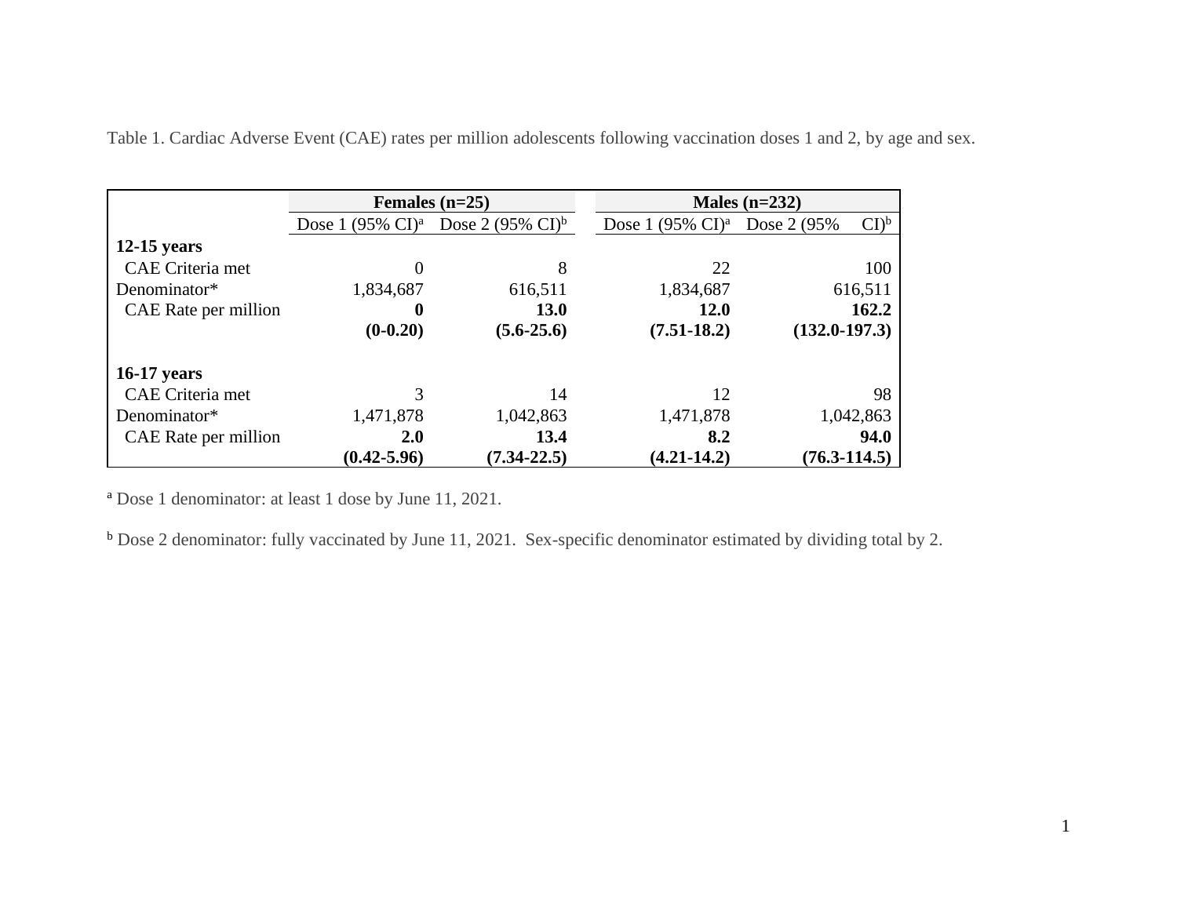Table 1. Cardiac Adverse Event (CAE) rates per million adolescents following vaccination doses 1 and 2, by age and sex.

| | Females (n=25) | | Males (n=232) | |
|---|---|---|---|---|
| | Dose 1 (95% CI)[a] | Dose 2 (95% CI)[b] | Dose 1 (95% CI)[a] | Dose 2 (95% CI)[b] |
| **12-15 years** | | | | |
| CAE Criteria met | 0 | 8 | 22 | 100 |
| Denominator* | 1,834,687 | 616,511 | 1,834,687 | 616,511 |
| CAE Rate per million | **0** | **13.0** | **12.0** | **162.2** |
| | **(0-0.20)** | **(5.6-25.6)** | **(7.51-18.2)** | **(132.0-197.3)** |
| **16-17 years** | | | | |
| CAE Criteria met | 3 | 14 | 12 | 98 |
| Denominator* | 1,471,878 | 1,042,863 | 1,471,878 | 1,042,863 |
| CAE Rate per million | **2.0** | **13.4** | **8.2** | **94.0** |
| | **(0.42-5.96)** | **(7.34-22.5)** | **(4.21-14.2)** | **(76.3-114.5)** |

[a] Dose 1 denominator: at least 1 dose by June 11, 2021.

[b] Dose 2 denominator: fully vaccinated by June 11, 2021. Sex-specific denominator estimated by dividing total by 2.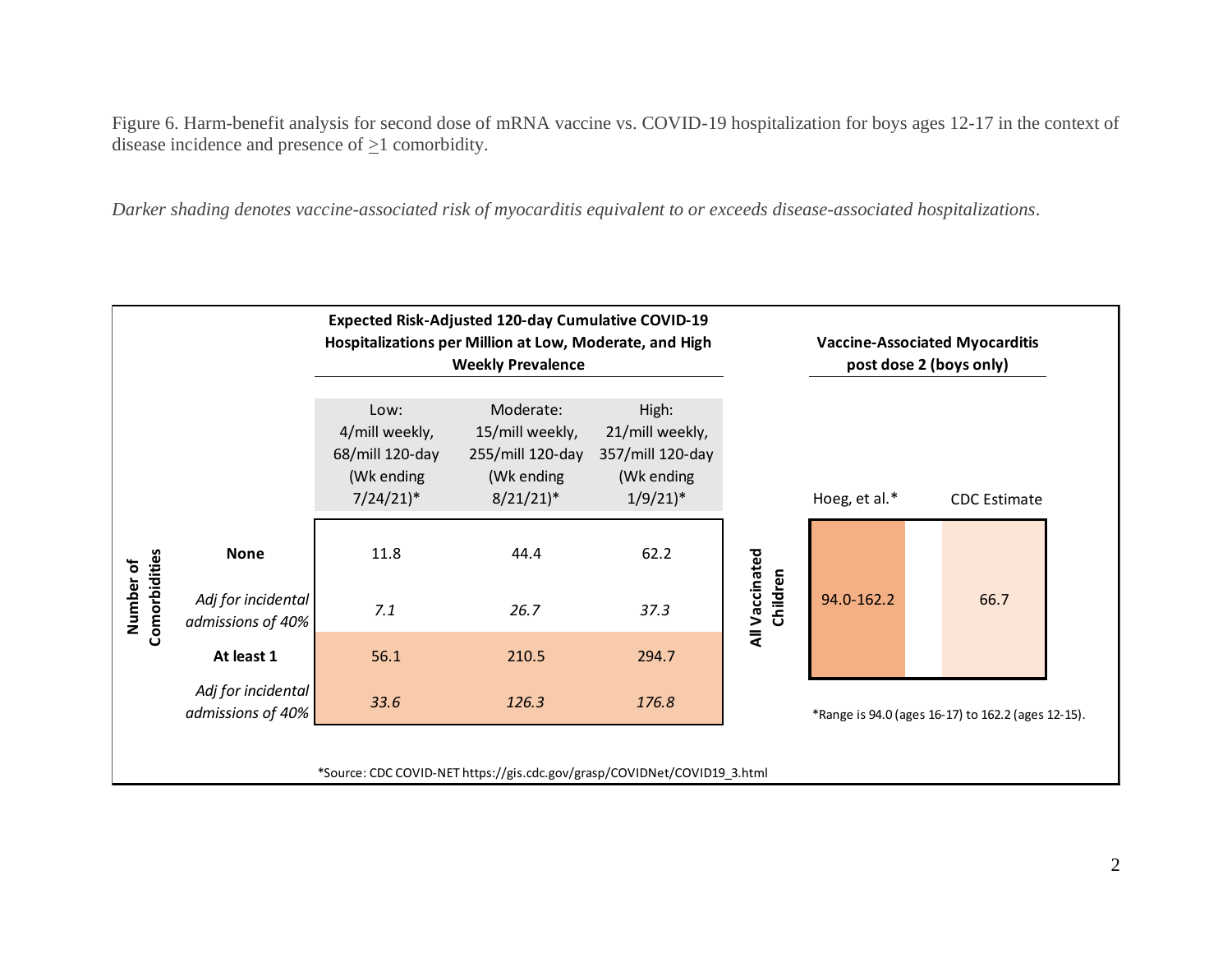Figure 6. Harm-benefit analysis for second dose of mRNA vaccine vs. COVID-19 hospitalization for boys ages 12-17 in the context of disease incidence and presence of ≥1 comorbidity.

*Darker shading denotes vaccine-associated risk of myocarditis equivalent to or exceeds disease-associated hospitalizations.*

| Number of Comorbidities | Expected Risk-Adjusted 120-day Cumulative COVID-19 Hospitalizations per Million at Low, Moderate, and High Weekly Prevalence | | |
|---|---|---|---|
| | Low: 4/mill weekly, 68/mill 120-day (Wk ending 7/24/21)* | Moderate: 15/mill weekly, 255/mill 120-day (Wk ending 8/21/21)* | High: 21/mill weekly, 357/mill 120-day (Wk ending 1/9/21)* |
| **None** | 11.8 | 44.4 | 62.2 |
| *Adj for incidental admissions of 40%* | *7.1* | *26.7* | *37.3* |
| **At least 1** | 56.1 | 210.5 | 294.7 |
| *Adj for incidental admissions of 40%* | *33.6* | *126.3* | *176.8* |

*Source: CDC COVID-NET https://gis.cdc.gov/grasp/COVIDNet/COVID19_3.html

| | Vaccine-Associated Myocarditis post dose 2 (boys only) | |
|---|---|---|
| | Hoeg, et al.* | CDC Estimate |
| **All Vaccinated Children** | 94.0-162.2 | 66.7 |

*Range is 94.0 (ages 16-17) to 162.2 (ages 12-15).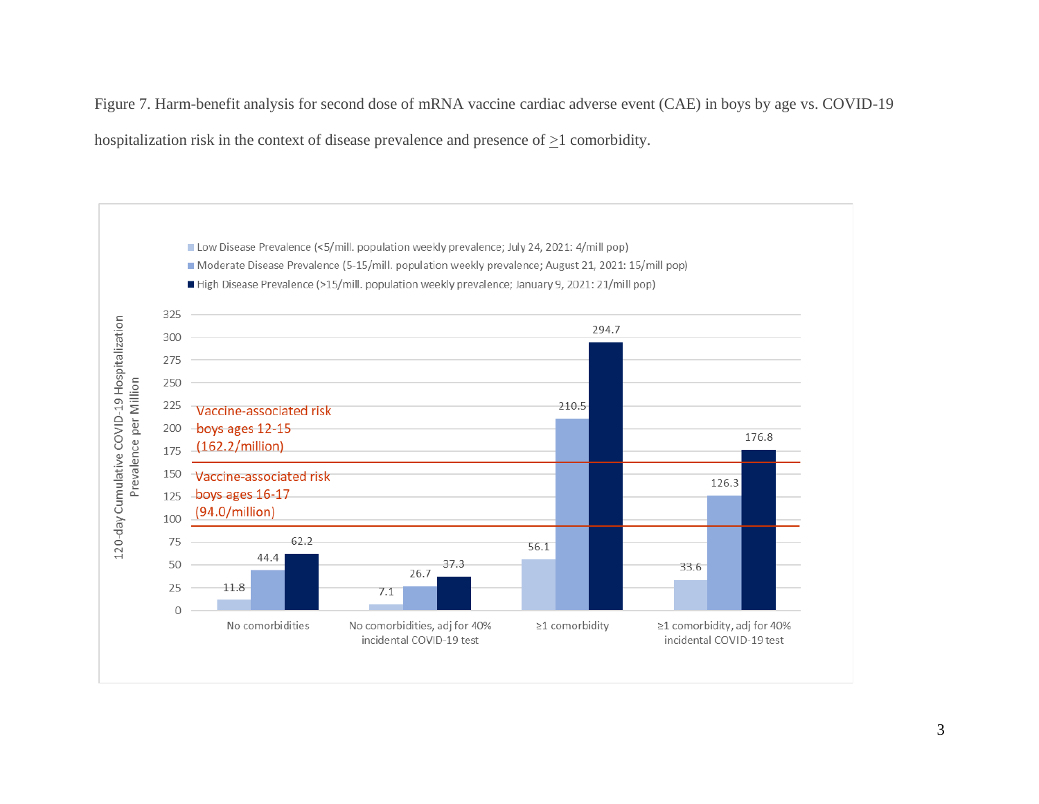Figure 7. Harm-benefit analysis for second dose of mRNA vaccine cardiac adverse event (CAE) in boys by age vs. COVID-19 hospitalization risk in the context of disease prevalence and presence of ≥1 comorbidity.

| | Low Disease Prevalence (<5/mill. population weekly prevalence; July 24, 2021: 4/mill pop) | Moderate Disease Prevalence (5-15/mill. population weekly prevalence; August 21, 2021: 15/mill pop) | High Disease Prevalence (>15/mill. population weekly prevalence; January 9, 2021: 21/mill pop) |
|---|---|---|---|
| No comorbidities | 11.8 | 44.4 | 62.2 |
| No comorbidities, adj for 40% incidental COVID-19 test | 7.1 | 26.7 | 37.3 |
| ≥1 comorbidity | 56.1 | 210.5 | 294.7 |
| ≥1 comorbidity, adj for 40% incidental COVID-19 test | 33.6 | 126.3 | 176.8 |

Y-axis: 120-day Cumulative COVID-19 Hospitalization Prevalence per Million

Vaccine-associated risk boys ages 12-15 (162.2/million)

Vaccine-associated risk boys ages 16-17 (94.0/million)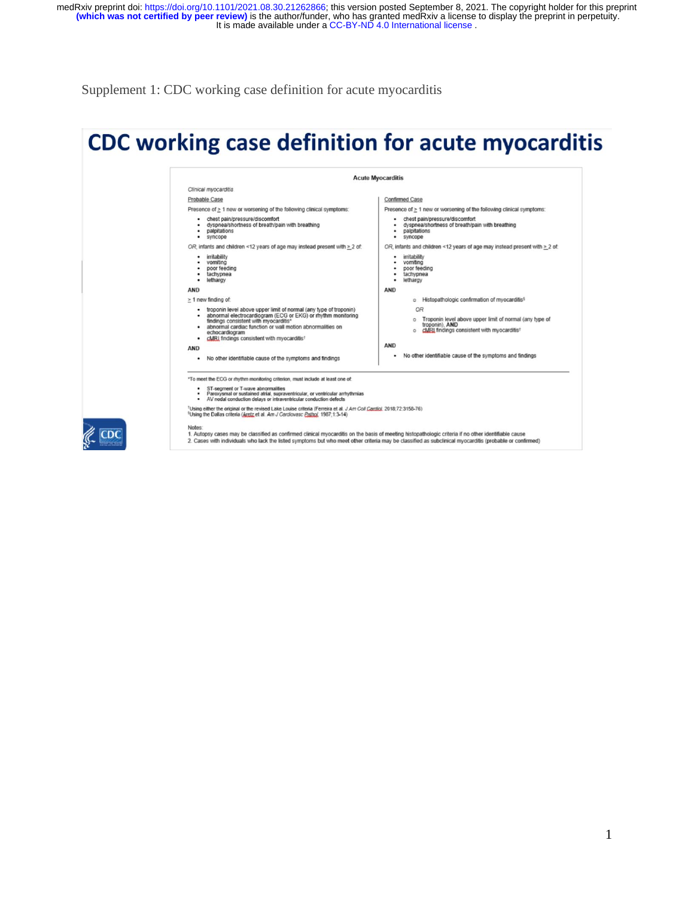Supplement 1: CDC working case definition for acute myocarditis

# CDC working case definition for acute myocarditis

**Acute Myocarditis**

*Clinical myocarditis*

Probable Case

Presence of ≥ 1 new or worsening of the following clinical symptoms:

- chest pain/pressure/discomfort
- dyspnea/shortness of breath/pain with breathing
- palpitations
- syncope

OR, infants and children <12 years of age may instead present with ≥ 2 of:

- irritability
- vomiting
- poor feeding
- tachypnea
- lethargy

**AND**

≥ 1 new finding of:

- troponin level above upper limit of normal (any type of troponin)
- abnormal electrocardiogram (ECG or EKG) or rhythm monitoring findings consistent with myocarditis*
- abnormal cardiac function or wall motion abnormalities on echocardiogram
- cMRI findings consistent with myocarditis†

**AND**

- No other identifiable cause of the symptoms and findings

Confirmed Case

Presence of ≥ 1 new or worsening of the following clinical symptoms:

- chest pain/pressure/discomfort
- dyspnea/shortness of breath/pain with breathing
- palpitations
- syncope

OR, infants and children <12 years of age may instead present with ≥ 2 of:

- irritability
- vomiting
- poor feeding
- tachypnea
- lethargy

**AND**

- Histopathologic confirmation of myocarditis§

*OR*

- Troponin level above upper limit of normal (any type of troponin), **AND**
- cMRI findings consistent with myocarditis†

**AND**

- No other identifiable cause of the symptoms and findings

*To meet the ECG or rhythm monitoring criterion, must include at least one of:

- ST-segment or T-wave abnormalities
- Paroxysmal or sustained atrial, supraventricular, or ventricular arrhythmias
- AV nodal conduction delays or intraventricular conduction defects

†Using either the original or the revised Lake Louise criteria (Ferreira et al. *J Am Coll Cardiol.* 2018;72:3158-76)

§Using the Dallas criteria (Aretz et al. *Am J Cardiovasc Pathol.* 1987;1:3-14)

Notes:

1. Autopsy cases may be classified as confirmed clinical myocarditis on the basis of meeting histopathologic criteria if no other identifiable cause
2. Cases with individuals who lack the listed symptoms but who meet other criteria may be classified as subclinical myocarditis (probable or confirmed)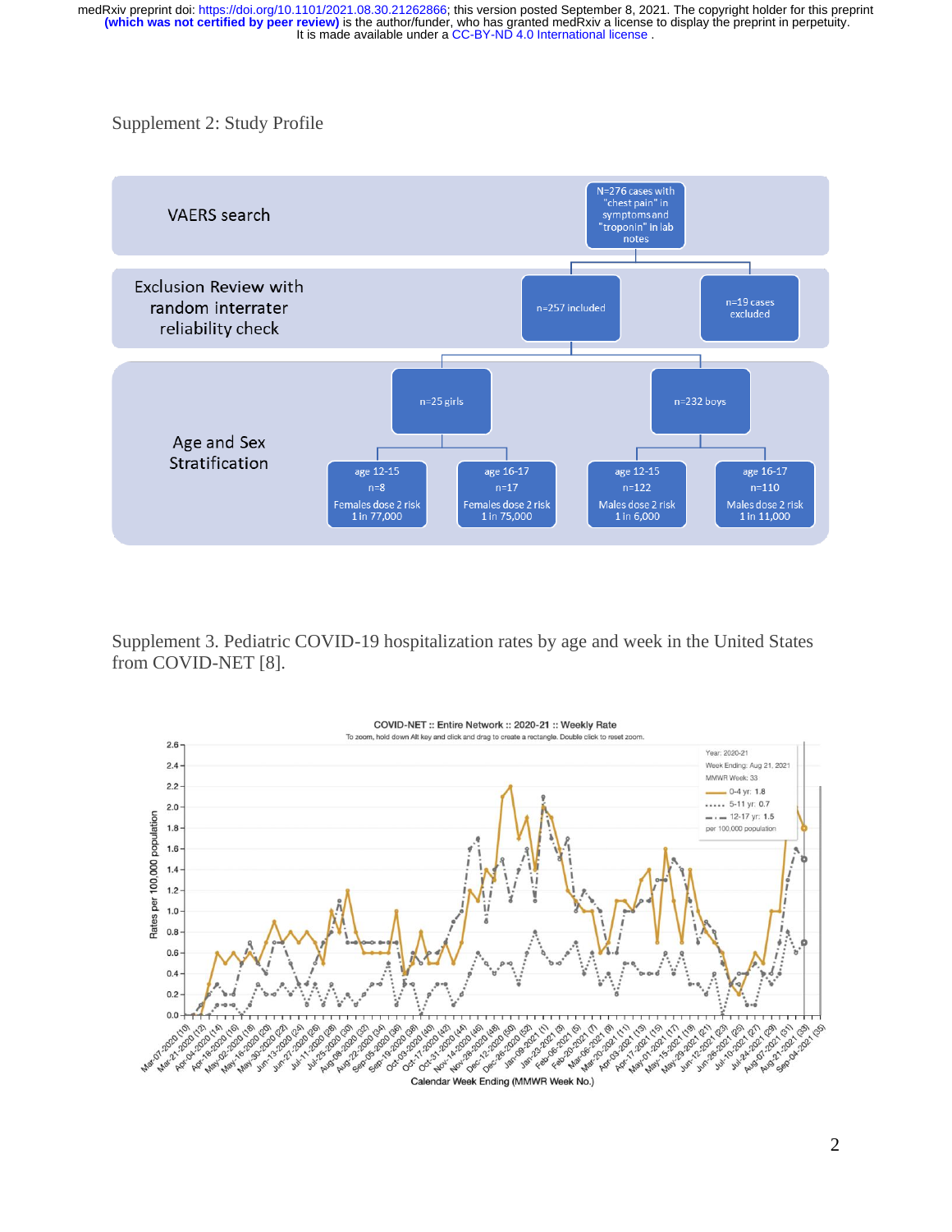Supplement 2: Study Profile

VAERS search

N=276 cases with "chest pain" in symptoms and "troponin" in lab notes

Exclusion Review with random interrater reliability check

n=257 included

n=19 cases excluded

Age and Sex Stratification

n=25 girls

n=232 boys

age 12-15
n=8
Females dose 2 risk
1 in 77,000

age 16-17
n=17
Females dose 2 risk
1 in 75,000

age 12-15
n=122
Males dose 2 risk
1 in 6,000

age 16-17
n=110
Males dose 2 risk
1 in 11,000

Supplement 3. Pediatric COVID-19 hospitalization rates by age and week in the United States from COVID-NET [8].

COVID-NET :: Entire Network :: 2020-21 :: Weekly Rate

To zoom, hold down Alt key and click and drag to create a rectangle. Double click to reset zoom.

Year: 2020-21
Week Ending: Aug 21, 2021
MMWR Week: 33
0-4 yr: 1.8
5-11 yr: 0.7
12-17 yr: 1.5
per 100,000 population

Rates per 100,000 population

Calendar Week Ending (MMWR Week No.)